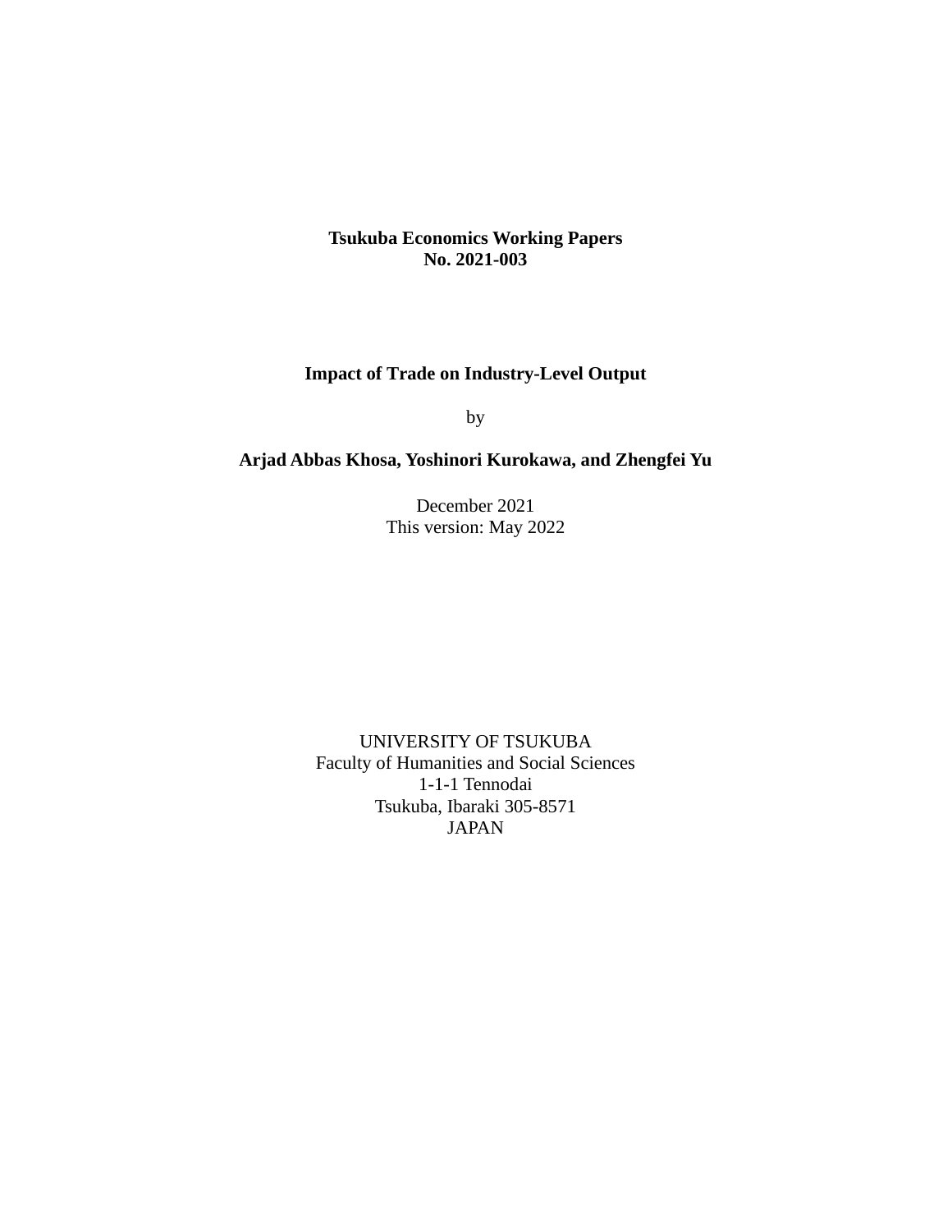**Tsukuba Economics Working Papers**
**No. 2021-003**

# Impact of Trade on Industry-Level Output

by

**Arjad Abbas Khosa, Yoshinori Kurokawa, and Zhengfei Yu**

December 2021
This version: May 2022

UNIVERSITY OF TSUKUBA
Faculty of Humanities and Social Sciences
1-1-1 Tennodai
Tsukuba, Ibaraki 305-8571
JAPAN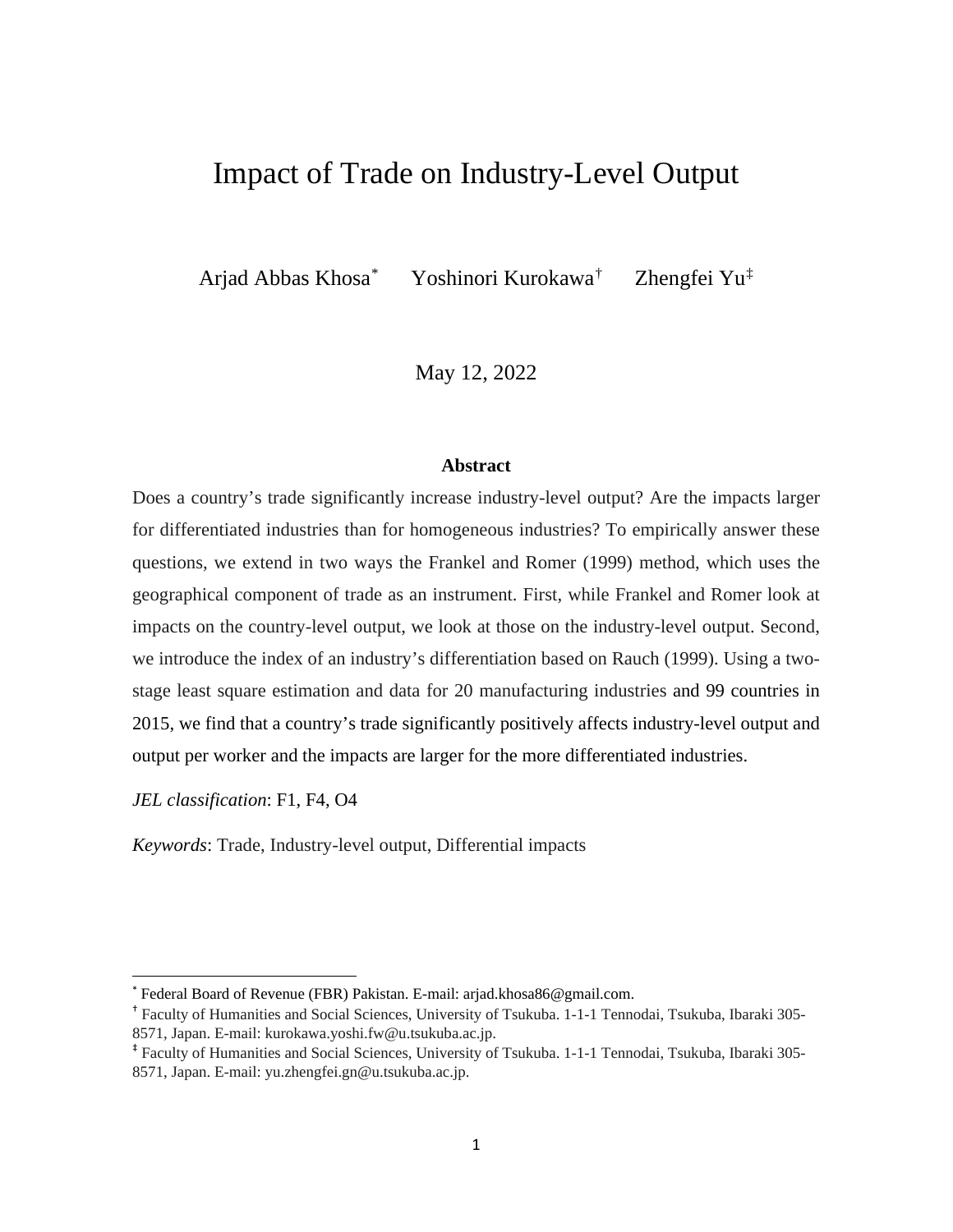# Impact of Trade on Industry-Level Output

Arjad Abbas Khosa[*] Yoshinori Kurokawa[†] Zhengfei Yu[‡]

May 12, 2022

**Abstract**

Does a country's trade significantly increase industry-level output? Are the impacts larger for differentiated industries than for homogeneous industries? To empirically answer these questions, we extend in two ways the Frankel and Romer (1999) method, which uses the geographical component of trade as an instrument. First, while Frankel and Romer look at impacts on the country-level output, we look at those on the industry-level output. Second, we introduce the index of an industry's differentiation based on Rauch (1999). Using a two-stage least square estimation and data for 20 manufacturing industries and 99 countries in 2015, we find that a country's trade significantly positively affects industry-level output and output per worker and the impacts are larger for the more differentiated industries.

*JEL classification*: F1, F4, O4

*Keywords*: Trade, Industry-level output, Differential impacts

---

[*] Federal Board of Revenue (FBR) Pakistan. E-mail: arjad.khosa86@gmail.com.

[†] Faculty of Humanities and Social Sciences, University of Tsukuba. 1-1-1 Tennodai, Tsukuba, Ibaraki 305-8571, Japan. E-mail: kurokawa.yoshi.fw@u.tsukuba.ac.jp.

[‡] Faculty of Humanities and Social Sciences, University of Tsukuba. 1-1-1 Tennodai, Tsukuba, Ibaraki 305-8571, Japan. E-mail: yu.zhengfei.gn@u.tsukuba.ac.jp.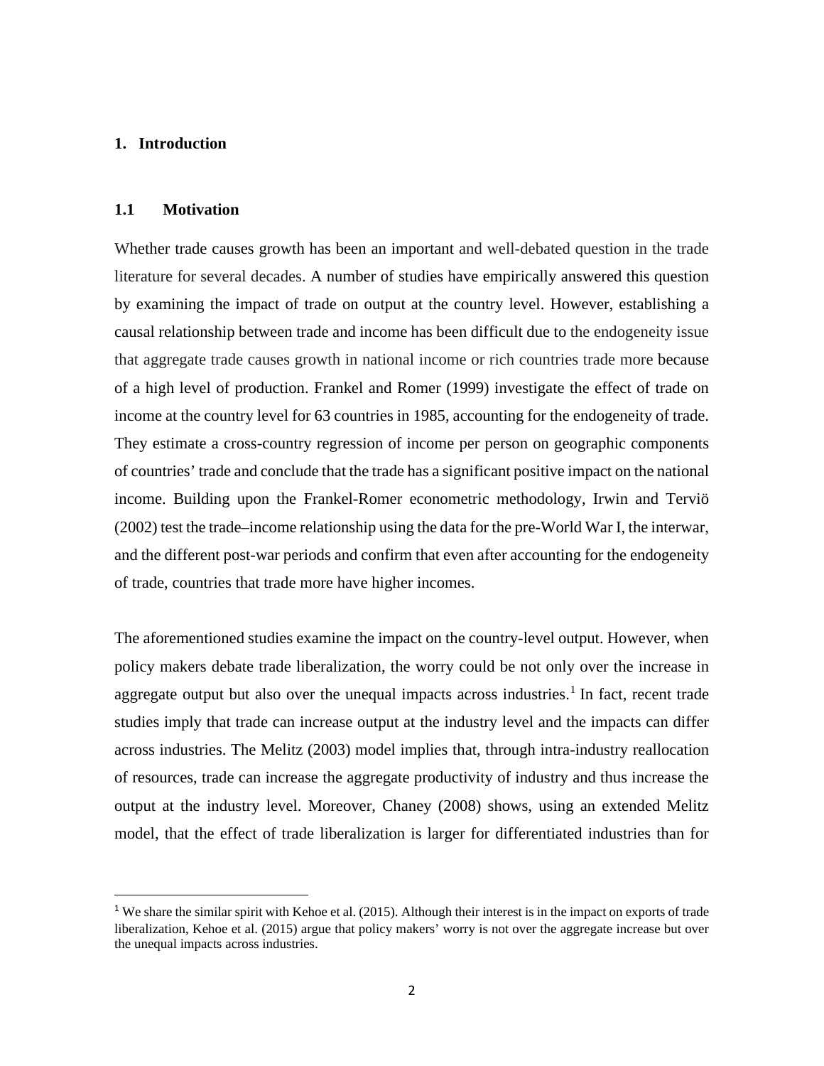# 1. Introduction

## 1.1 Motivation

Whether trade causes growth has been an important and well-debated question in the trade literature for several decades. A number of studies have empirically answered this question by examining the impact of trade on output at the country level. However, establishing a causal relationship between trade and income has been difficult due to the endogeneity issue that aggregate trade causes growth in national income or rich countries trade more because of a high level of production. Frankel and Romer (1999) investigate the effect of trade on income at the country level for 63 countries in 1985, accounting for the endogeneity of trade. They estimate a cross-country regression of income per person on geographic components of countries' trade and conclude that the trade has a significant positive impact on the national income. Building upon the Frankel-Romer econometric methodology, Irwin and Terviö (2002) test the trade–income relationship using the data for the pre-World War I, the interwar, and the different post-war periods and confirm that even after accounting for the endogeneity of trade, countries that trade more have higher incomes.

The aforementioned studies examine the impact on the country-level output. However, when policy makers debate trade liberalization, the worry could be not only over the increase in aggregate output but also over the unequal impacts across industries.[1] In fact, recent trade studies imply that trade can increase output at the industry level and the impacts can differ across industries. The Melitz (2003) model implies that, through intra-industry reallocation of resources, trade can increase the aggregate productivity of industry and thus increase the output at the industry level. Moreover, Chaney (2008) shows, using an extended Melitz model, that the effect of trade liberalization is larger for differentiated industries than for

[1] We share the similar spirit with Kehoe et al. (2015). Although their interest is in the impact on exports of trade liberalization, Kehoe et al. (2015) argue that policy makers' worry is not over the aggregate increase but over the unequal impacts across industries.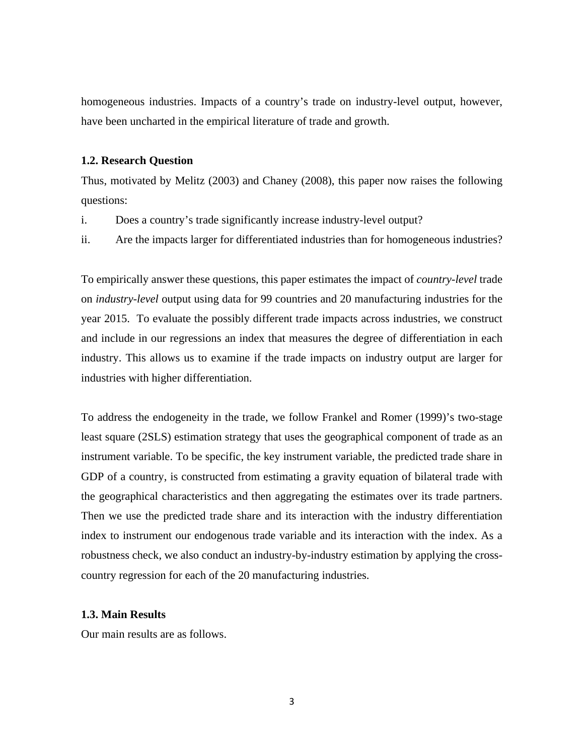homogeneous industries. Impacts of a country's trade on industry-level output, however, have been uncharted in the empirical literature of trade and growth.

### 1.2. Research Question

Thus, motivated by Melitz (2003) and Chaney (2008), this paper now raises the following questions:

i. Does a country's trade significantly increase industry-level output?

ii. Are the impacts larger for differentiated industries than for homogeneous industries?

To empirically answer these questions, this paper estimates the impact of *country-level* trade on *industry-level* output using data for 99 countries and 20 manufacturing industries for the year 2015. To evaluate the possibly different trade impacts across industries, we construct and include in our regressions an index that measures the degree of differentiation in each industry. This allows us to examine if the trade impacts on industry output are larger for industries with higher differentiation.

To address the endogeneity in the trade, we follow Frankel and Romer (1999)'s two-stage least square (2SLS) estimation strategy that uses the geographical component of trade as an instrument variable. To be specific, the key instrument variable, the predicted trade share in GDP of a country, is constructed from estimating a gravity equation of bilateral trade with the geographical characteristics and then aggregating the estimates over its trade partners. Then we use the predicted trade share and its interaction with the industry differentiation index to instrument our endogenous trade variable and its interaction with the index. As a robustness check, we also conduct an industry-by-industry estimation by applying the cross-country regression for each of the 20 manufacturing industries.

### 1.3. Main Results

Our main results are as follows.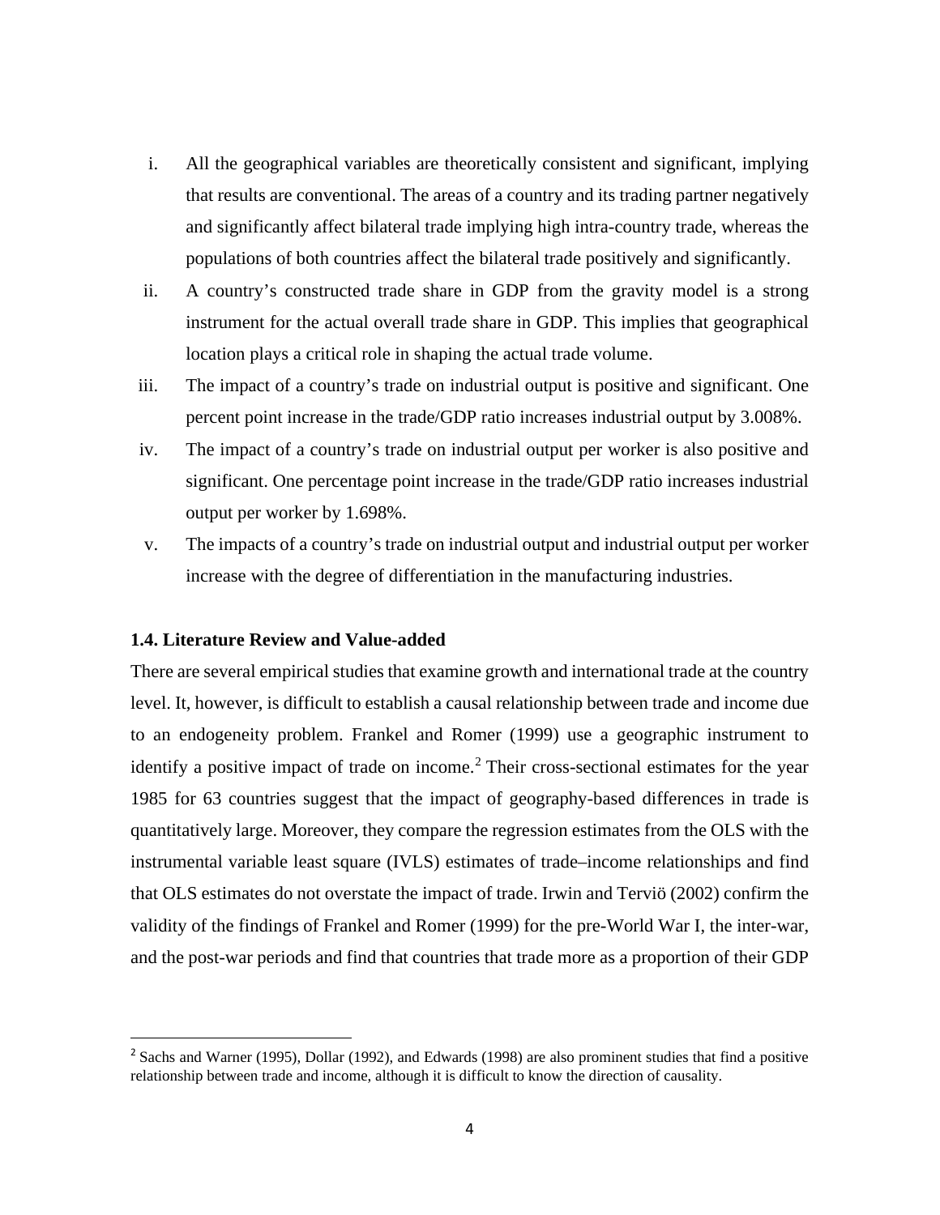i. All the geographical variables are theoretically consistent and significant, implying that results are conventional. The areas of a country and its trading partner negatively and significantly affect bilateral trade implying high intra-country trade, whereas the populations of both countries affect the bilateral trade positively and significantly.
ii. A country's constructed trade share in GDP from the gravity model is a strong instrument for the actual overall trade share in GDP. This implies that geographical location plays a critical role in shaping the actual trade volume.
iii. The impact of a country's trade on industrial output is positive and significant. One percent point increase in the trade/GDP ratio increases industrial output by 3.008%.
iv. The impact of a country's trade on industrial output per worker is also positive and significant. One percentage point increase in the trade/GDP ratio increases industrial output per worker by 1.698%.
v. The impacts of a country's trade on industrial output and industrial output per worker increase with the degree of differentiation in the manufacturing industries.

### 1.4. Literature Review and Value-added

There are several empirical studies that examine growth and international trade at the country level. It, however, is difficult to establish a causal relationship between trade and income due to an endogeneity problem. Frankel and Romer (1999) use a geographic instrument to identify a positive impact of trade on income.[2] Their cross-sectional estimates for the year 1985 for 63 countries suggest that the impact of geography-based differences in trade is quantitatively large. Moreover, they compare the regression estimates from the OLS with the instrumental variable least square (IVLS) estimates of trade–income relationships and find that OLS estimates do not overstate the impact of trade. Irwin and Terviö (2002) confirm the validity of the findings of Frankel and Romer (1999) for the pre-World War I, the inter-war, and the post-war periods and find that countries that trade more as a proportion of their GDP

[2] Sachs and Warner (1995), Dollar (1992), and Edwards (1998) are also prominent studies that find a positive relationship between trade and income, although it is difficult to know the direction of causality.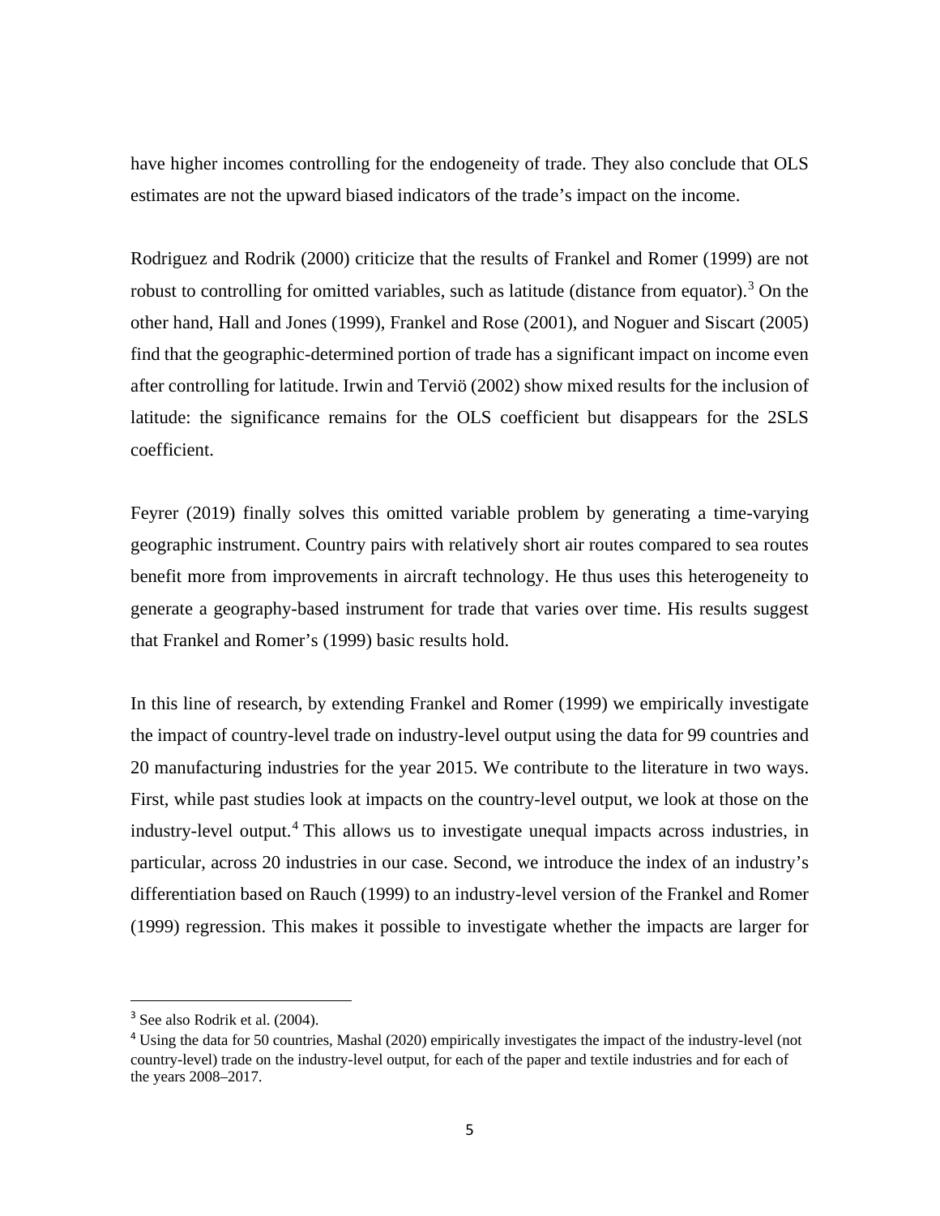have higher incomes controlling for the endogeneity of trade. They also conclude that OLS estimates are not the upward biased indicators of the trade's impact on the income.

Rodriguez and Rodrik (2000) criticize that the results of Frankel and Romer (1999) are not robust to controlling for omitted variables, such as latitude (distance from equator).[3] On the other hand, Hall and Jones (1999), Frankel and Rose (2001), and Noguer and Siscart (2005) find that the geographic-determined portion of trade has a significant impact on income even after controlling for latitude. Irwin and Terviö (2002) show mixed results for the inclusion of latitude: the significance remains for the OLS coefficient but disappears for the 2SLS coefficient.

Feyrer (2019) finally solves this omitted variable problem by generating a time-varying geographic instrument. Country pairs with relatively short air routes compared to sea routes benefit more from improvements in aircraft technology. He thus uses this heterogeneity to generate a geography-based instrument for trade that varies over time. His results suggest that Frankel and Romer's (1999) basic results hold.

In this line of research, by extending Frankel and Romer (1999) we empirically investigate the impact of country-level trade on industry-level output using the data for 99 countries and 20 manufacturing industries for the year 2015. We contribute to the literature in two ways. First, while past studies look at impacts on the country-level output, we look at those on the industry-level output.[4] This allows us to investigate unequal impacts across industries, in particular, across 20 industries in our case. Second, we introduce the index of an industry's differentiation based on Rauch (1999) to an industry-level version of the Frankel and Romer (1999) regression. This makes it possible to investigate whether the impacts are larger for

---

[3] See also Rodrik et al. (2004).

[4] Using the data for 50 countries, Mashal (2020) empirically investigates the impact of the industry-level (not country-level) trade on the industry-level output, for each of the paper and textile industries and for each of the years 2008–2017.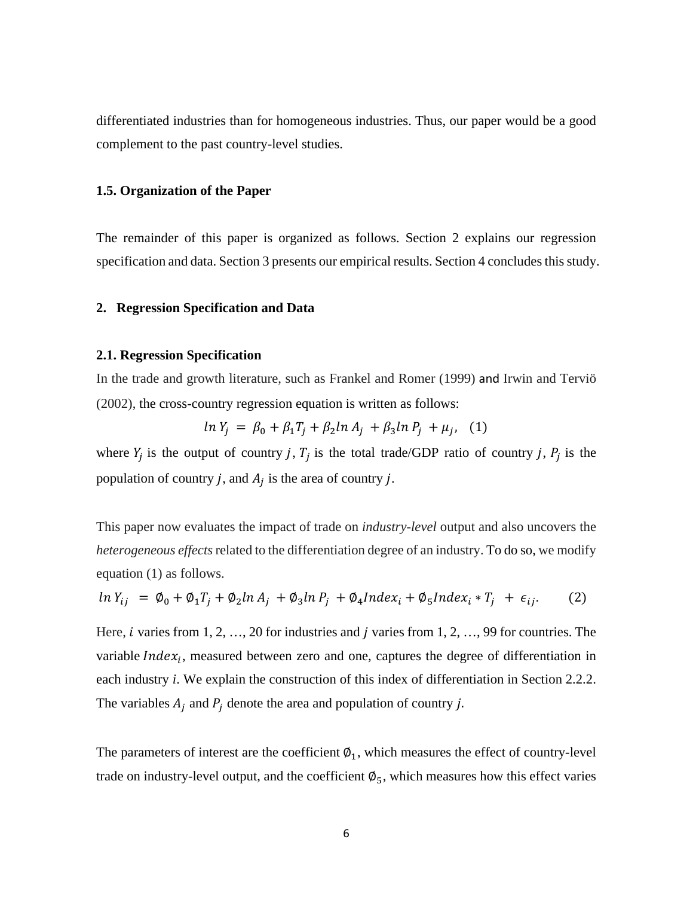differentiated industries than for homogeneous industries. Thus, our paper would be a good complement to the past country-level studies.

### 1.5. Organization of the Paper

The remainder of this paper is organized as follows. Section 2 explains our regression specification and data. Section 3 presents our empirical results. Section 4 concludes this study.

## 2. Regression Specification and Data

### 2.1. Regression Specification

In the trade and growth literature, such as Frankel and Romer (1999) and Irwin and Terviö (2002), the cross-country regression equation is written as follows:

$$ln\, Y_j \; = \; \beta_0 + \beta_1 T_j + \beta_2 ln\, A_j \; + \beta_3 ln\, P_j \; + \mu_j, \quad (1)$$

where $Y_j$ is the output of country $j$, $T_j$ is the total trade/GDP ratio of country $j$, $P_j$ is the population of country $j$, and $A_j$ is the area of country $j$.

This paper now evaluates the impact of trade on *industry-level* output and also uncovers the *heterogeneous effects* related to the differentiation degree of an industry. To do so, we modify equation (1) as follows.

$$ln\, Y_{ij} \;\; = \; \emptyset_0 + \emptyset_1 T_j + \emptyset_2 ln\, A_j \; + \emptyset_3 ln\, P_j \; + \emptyset_4 Index_i + \emptyset_5 Index_i * T_j \;\; + \; \epsilon_{ij}. \qquad (2)$$

Here, $i$ varies from 1, 2, …, 20 for industries and $j$ varies from 1, 2, …, 99 for countries. The variable $Index_i$, measured between zero and one, captures the degree of differentiation in each industry *i*. We explain the construction of this index of differentiation in Section 2.2.2. The variables $A_j$ and $P_j$ denote the area and population of country *j*.

The parameters of interest are the coefficient $\emptyset_1$, which measures the effect of country-level trade on industry-level output, and the coefficient $\emptyset_5$, which measures how this effect varies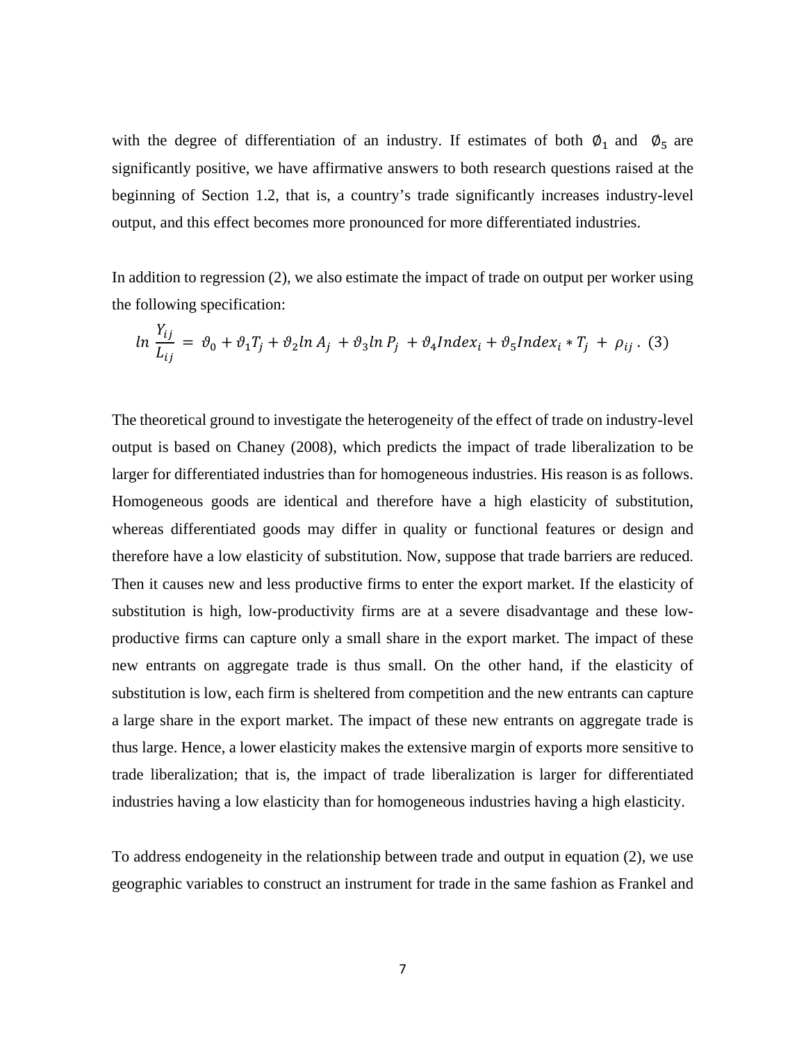with the degree of differentiation of an industry. If estimates of both $\emptyset_1$ and $\emptyset_5$ are significantly positive, we have affirmative answers to both research questions raised at the beginning of Section 1.2, that is, a country's trade significantly increases industry-level output, and this effect becomes more pronounced for more differentiated industries.

In addition to regression (2), we also estimate the impact of trade on output per worker using the following specification:

$$ln\ \frac{Y_{ij}}{L_{ij}} = \vartheta_0 + \vartheta_1 T_j + \vartheta_2 ln\ A_j + \vartheta_3 ln\ P_j + \vartheta_4 Index_i + \vartheta_5 Index_i * T_j + \rho_{ij}\ . \quad (3)$$

The theoretical ground to investigate the heterogeneity of the effect of trade on industry-level output is based on Chaney (2008), which predicts the impact of trade liberalization to be larger for differentiated industries than for homogeneous industries. His reason is as follows. Homogeneous goods are identical and therefore have a high elasticity of substitution, whereas differentiated goods may differ in quality or functional features or design and therefore have a low elasticity of substitution. Now, suppose that trade barriers are reduced. Then it causes new and less productive firms to enter the export market. If the elasticity of substitution is high, low-productivity firms are at a severe disadvantage and these low-productive firms can capture only a small share in the export market. The impact of these new entrants on aggregate trade is thus small. On the other hand, if the elasticity of substitution is low, each firm is sheltered from competition and the new entrants can capture a large share in the export market. The impact of these new entrants on aggregate trade is thus large. Hence, a lower elasticity makes the extensive margin of exports more sensitive to trade liberalization; that is, the impact of trade liberalization is larger for differentiated industries having a low elasticity than for homogeneous industries having a high elasticity.

To address endogeneity in the relationship between trade and output in equation (2), we use geographic variables to construct an instrument for trade in the same fashion as Frankel and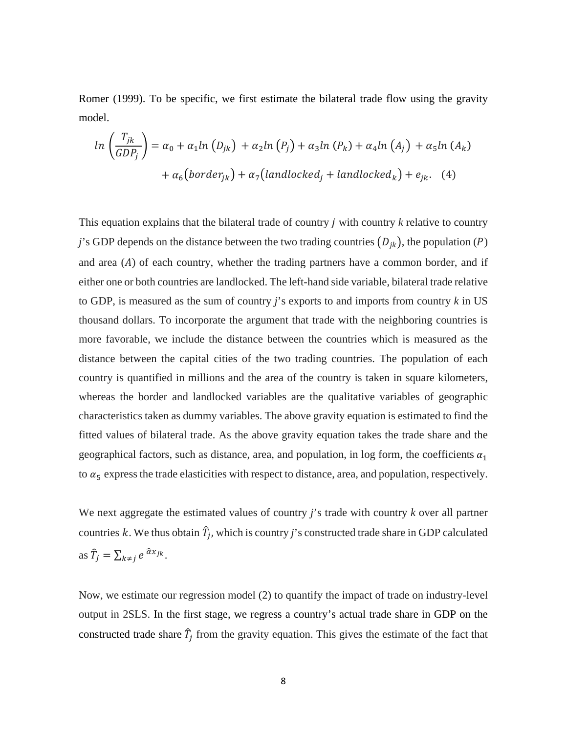Romer (1999). To be specific, we first estimate the bilateral trade flow using the gravity model.

$$ln\left(\frac{T_{jk}}{GDP_j}\right) = \alpha_0 + \alpha_1 ln\left(D_{jk}\right) + \alpha_2 ln\left(P_j\right) + \alpha_3 ln\left(P_k\right) + \alpha_4 ln\left(A_j\right) + \alpha_5 ln\left(A_k\right)$$
$$+ \alpha_6\left(border_{jk}\right) + \alpha_7\left(landlocked_j + landlocked_k\right) + e_{jk}. \quad (4)$$

This equation explains that the bilateral trade of country *j* with country *k* relative to country *j*'s GDP depends on the distance between the two trading countries $\left(D_{jk}\right)$, the population ($P$) and area ($A$) of each country, whether the trading partners have a common border, and if either one or both countries are landlocked. The left-hand side variable, bilateral trade relative to GDP, is measured as the sum of country *j*'s exports to and imports from country *k* in US thousand dollars. To incorporate the argument that trade with the neighboring countries is more favorable, we include the distance between the countries which is measured as the distance between the capital cities of the two trading countries. The population of each country is quantified in millions and the area of the country is taken in square kilometers, whereas the border and landlocked variables are the qualitative variables of geographic characteristics taken as dummy variables. The above gravity equation is estimated to find the fitted values of bilateral trade. As the above gravity equation takes the trade share and the geographical factors, such as distance, area, and population, in log form, the coefficients $\alpha_1$ to $\alpha_5$ express the trade elasticities with respect to distance, area, and population, respectively.

We next aggregate the estimated values of country *j*'s trade with country *k* over all partner countries $k$. We thus obtain $\widehat{T}_j$, which is country *j*'s constructed trade share in GDP calculated as $\widehat{T}_j = \sum_{k \neq j} e^{\,\widehat{\alpha} x_{jk}}$.

Now, we estimate our regression model (2) to quantify the impact of trade on industry-level output in 2SLS. In the first stage, we regress a country's actual trade share in GDP on the constructed trade share $\widehat{T}_j$ from the gravity equation. This gives the estimate of the fact that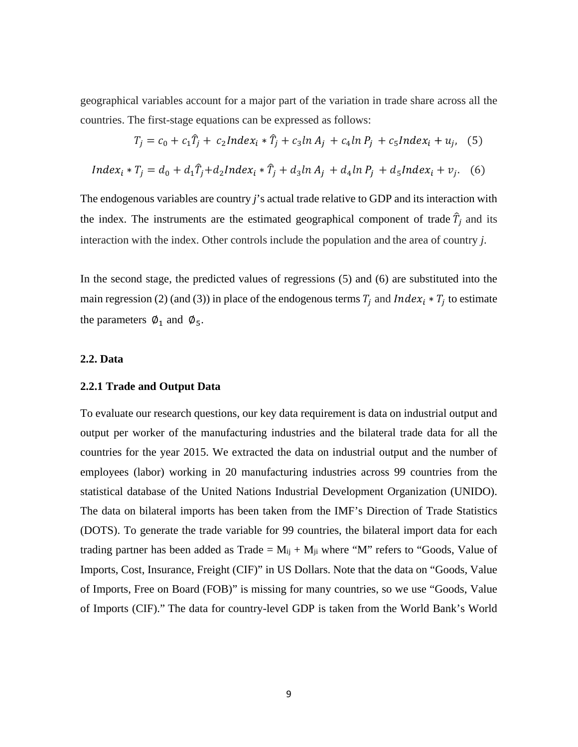geographical variables account for a major part of the variation in trade share across all the countries. The first-stage equations can be expressed as follows:

$$T_j = c_0 + c_1\hat{T}_j + c_2 Index_i * \hat{T}_j + c_3 ln\, A_j + c_4 ln\, P_j + c_5 Index_i + u_j, \quad (5)$$

$$Index_i * T_j = d_0 + d_1\hat{T}_j + d_2 Index_i * \hat{T}_j + d_3 ln\, A_j + d_4 ln\, P_j + d_5 Index_i + v_j. \quad (6)$$

The endogenous variables are country *j*'s actual trade relative to GDP and its interaction with the index. The instruments are the estimated geographical component of trade $\hat{T}_j$ and its interaction with the index. Other controls include the population and the area of country *j*.

In the second stage, the predicted values of regressions (5) and (6) are substituted into the main regression (2) (and (3)) in place of the endogenous terms $T_j$ and $Index_i * T_j$ to estimate the parameters $\emptyset_1$ and $\emptyset_5$.

## 2.2. Data

### 2.2.1 Trade and Output Data

To evaluate our research questions, our key data requirement is data on industrial output and output per worker of the manufacturing industries and the bilateral trade data for all the countries for the year 2015. We extracted the data on industrial output and the number of employees (labor) working in 20 manufacturing industries across 99 countries from the statistical database of the United Nations Industrial Development Organization (UNIDO). The data on bilateral imports has been taken from the IMF's Direction of Trade Statistics (DOTS). To generate the trade variable for 99 countries, the bilateral import data for each trading partner has been added as Trade = $M_{ij} + M_{ji}$ where "M" refers to "Goods, Value of Imports, Cost, Insurance, Freight (CIF)" in US Dollars. Note that the data on "Goods, Value of Imports, Free on Board (FOB)" is missing for many countries, so we use "Goods, Value of Imports (CIF)." The data for country-level GDP is taken from the World Bank's World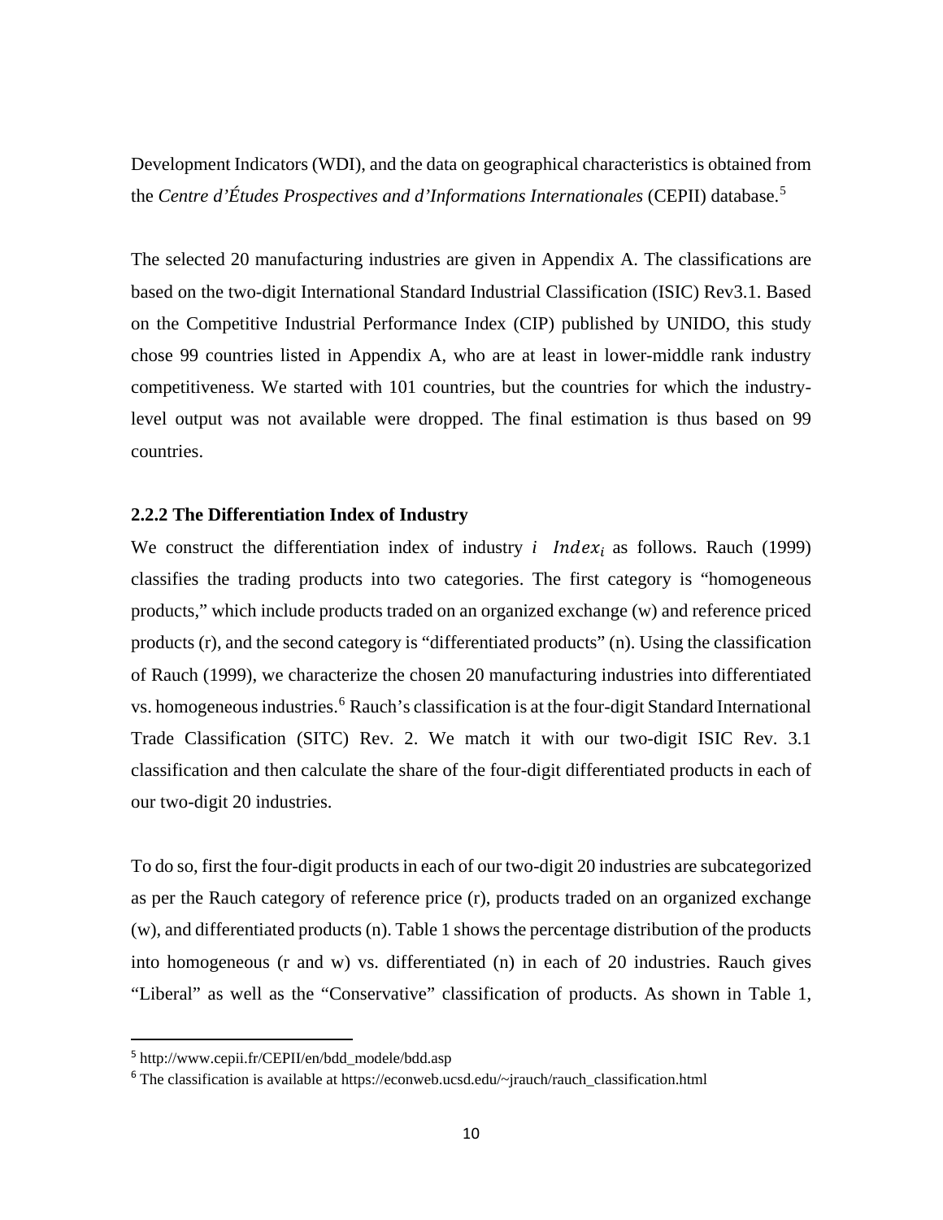Development Indicators (WDI), and the data on geographical characteristics is obtained from the *Centre d'Études Prospectives and d'Informations Internationales* (CEPII) database.[5]

The selected 20 manufacturing industries are given in Appendix A. The classifications are based on the two-digit International Standard Industrial Classification (ISIC) Rev3.1. Based on the Competitive Industrial Performance Index (CIP) published by UNIDO, this study chose 99 countries listed in Appendix A, who are at least in lower-middle rank industry competitiveness. We started with 101 countries, but the countries for which the industry-level output was not available were dropped. The final estimation is thus based on 99 countries.

### 2.2.2 The Differentiation Index of Industry

We construct the differentiation index of industry $i$ $Index_i$ as follows. Rauch (1999) classifies the trading products into two categories. The first category is "homogeneous products," which include products traded on an organized exchange (w) and reference priced products (r), and the second category is "differentiated products" (n). Using the classification of Rauch (1999), we characterize the chosen 20 manufacturing industries into differentiated vs. homogeneous industries.[6] Rauch's classification is at the four-digit Standard International Trade Classification (SITC) Rev. 2. We match it with our two-digit ISIC Rev. 3.1 classification and then calculate the share of the four-digit differentiated products in each of our two-digit 20 industries.

To do so, first the four-digit products in each of our two-digit 20 industries are subcategorized as per the Rauch category of reference price (r), products traded on an organized exchange (w), and differentiated products (n). Table 1 shows the percentage distribution of the products into homogeneous (r and w) vs. differentiated (n) in each of 20 industries. Rauch gives "Liberal" as well as the "Conservative" classification of products. As shown in Table 1,

[5] http://www.cepii.fr/CEPII/en/bdd_modele/bdd.asp

[6] The classification is available at https://econweb.ucsd.edu/~jrauch/rauch_classification.html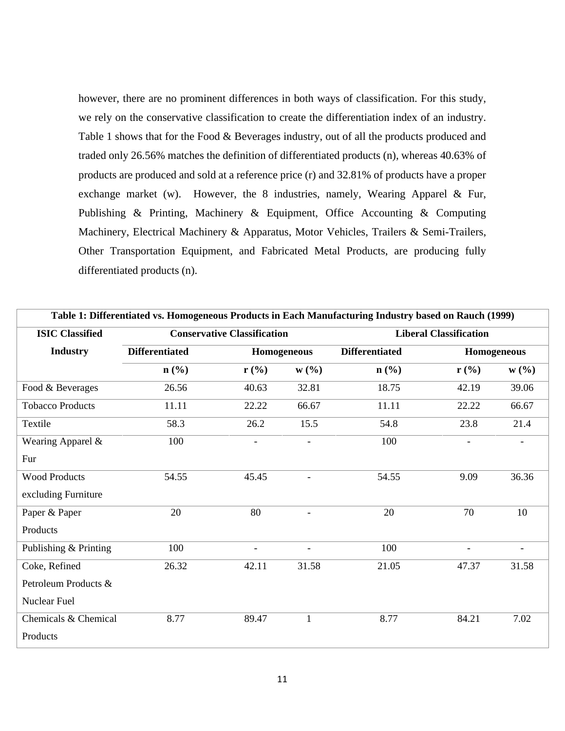however, there are no prominent differences in both ways of classification. For this study, we rely on the conservative classification to create the differentiation index of an industry. Table 1 shows that for the Food & Beverages industry, out of all the products produced and traded only 26.56% matches the definition of differentiated products (n), whereas 40.63% of products are produced and sold at a reference price (r) and 32.81% of products have a proper exchange market (w). However, the 8 industries, namely, Wearing Apparel & Fur, Publishing & Printing, Machinery & Equipment, Office Accounting & Computing Machinery, Electrical Machinery & Apparatus, Motor Vehicles, Trailers & Semi-Trailers, Other Transportation Equipment, and Fabricated Metal Products, are producing fully differentiated products (n).

**Table 1: Differentiated vs. Homogeneous Products in Each Manufacturing Industry based on Rauch (1999)**

| ISIC Classified Industry | Conservative Classification | | | Liberal Classification | | |
|---|---|---|---|---|---|---|
| | Differentiated | Homogeneous | | Differentiated | Homogeneous | |
| | n (%) | r (%) | w (%) | n (%) | r (%) | w (%) |
| Food & Beverages | 26.56 | 40.63 | 32.81 | 18.75 | 42.19 | 39.06 |
| Tobacco Products | 11.11 | 22.22 | 66.67 | 11.11 | 22.22 | 66.67 |
| Textile | 58.3 | 26.2 | 15.5 | 54.8 | 23.8 | 21.4 |
| Wearing Apparel & Fur | 100 | - | - | 100 | - | - |
| Wood Products excluding Furniture | 54.55 | 45.45 | - | 54.55 | 9.09 | 36.36 |
| Paper & Paper Products | 20 | 80 | - | 20 | 70 | 10 |
| Publishing & Printing | 100 | - | - | 100 | - | - |
| Coke, Refined Petroleum Products & Nuclear Fuel | 26.32 | 42.11 | 31.58 | 21.05 | 47.37 | 31.58 |
| Chemicals & Chemical Products | 8.77 | 89.47 | 1 | 8.77 | 84.21 | 7.02 |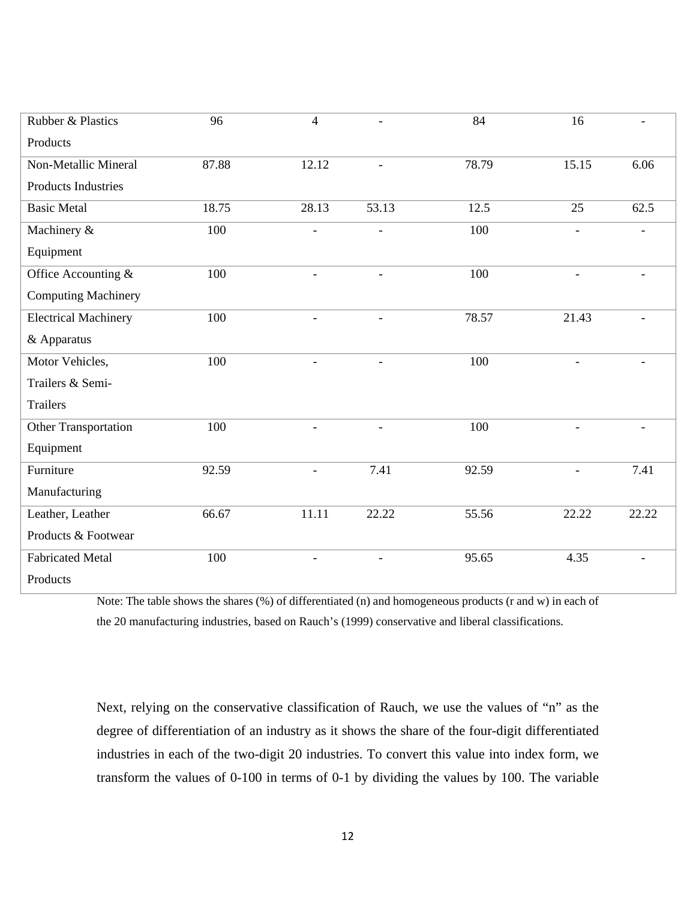| | | | | | | |
|---|---|---|---|---|---|---|
| Rubber & Plastics Products | 96 | 4 | - | 84 | 16 | - |
| Non-Metallic Mineral Products Industries | 87.88 | 12.12 | - | 78.79 | 15.15 | 6.06 |
| Basic Metal | 18.75 | 28.13 | 53.13 | 12.5 | 25 | 62.5 |
| Machinery & Equipment | 100 | - | - | 100 | - | - |
| Office Accounting & Computing Machinery | 100 | - | - | 100 | - | - |
| Electrical Machinery & Apparatus | 100 | - | - | 78.57 | 21.43 | - |
| Motor Vehicles, Trailers & Semi-Trailers | 100 | - | - | 100 | - | - |
| Other Transportation Equipment | 100 | - | - | 100 | - | - |
| Furniture Manufacturing | 92.59 | - | 7.41 | 92.59 | - | 7.41 |
| Leather, Leather Products & Footwear | 66.67 | 11.11 | 22.22 | 55.56 | 22.22 | 22.22 |
| Fabricated Metal Products | 100 | - | - | 95.65 | 4.35 | - |

Note: The table shows the shares (%) of differentiated (n) and homogeneous products (r and w) in each of the 20 manufacturing industries, based on Rauch's (1999) conservative and liberal classifications.

Next, relying on the conservative classification of Rauch, we use the values of "n" as the degree of differentiation of an industry as it shows the share of the four-digit differentiated industries in each of the two-digit 20 industries. To convert this value into index form, we transform the values of 0-100 in terms of 0-1 by dividing the values by 100. The variable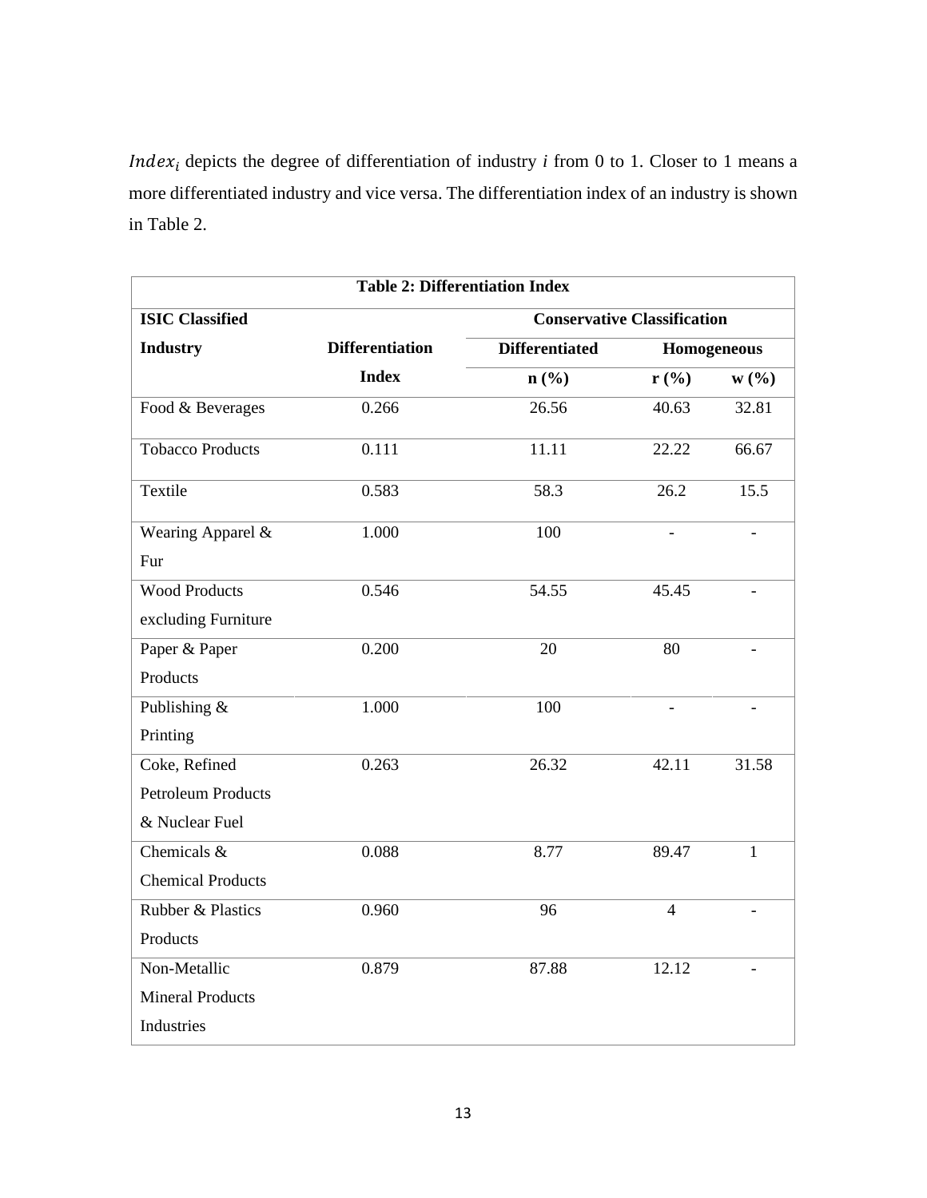$Index_i$ depicts the degree of differentiation of industry $i$ from 0 to 1. Closer to 1 means a more differentiated industry and vice versa. The differentiation index of an industry is shown in Table 2.

**Table 2: Differentiation Index**

| ISIC Classified Industry | Differentiation Index | Conservative Classification | | |
|---|---|---|---|---|
| | | Differentiated | Homogeneous | |
| | | n (%) | r (%) | w (%) |
| Food & Beverages | 0.266 | 26.56 | 40.63 | 32.81 |
| Tobacco Products | 0.111 | 11.11 | 22.22 | 66.67 |
| Textile | 0.583 | 58.3 | 26.2 | 15.5 |
| Wearing Apparel & Fur | 1.000 | 100 | - | - |
| Wood Products excluding Furniture | 0.546 | 54.55 | 45.45 | - |
| Paper & Paper Products | 0.200 | 20 | 80 | - |
| Publishing & Printing | 1.000 | 100 | - | - |
| Coke, Refined Petroleum Products & Nuclear Fuel | 0.263 | 26.32 | 42.11 | 31.58 |
| Chemicals & Chemical Products | 0.088 | 8.77 | 89.47 | 1 |
| Rubber & Plastics Products | 0.960 | 96 | 4 | - |
| Non-Metallic Mineral Products Industries | 0.879 | 87.88 | 12.12 | - |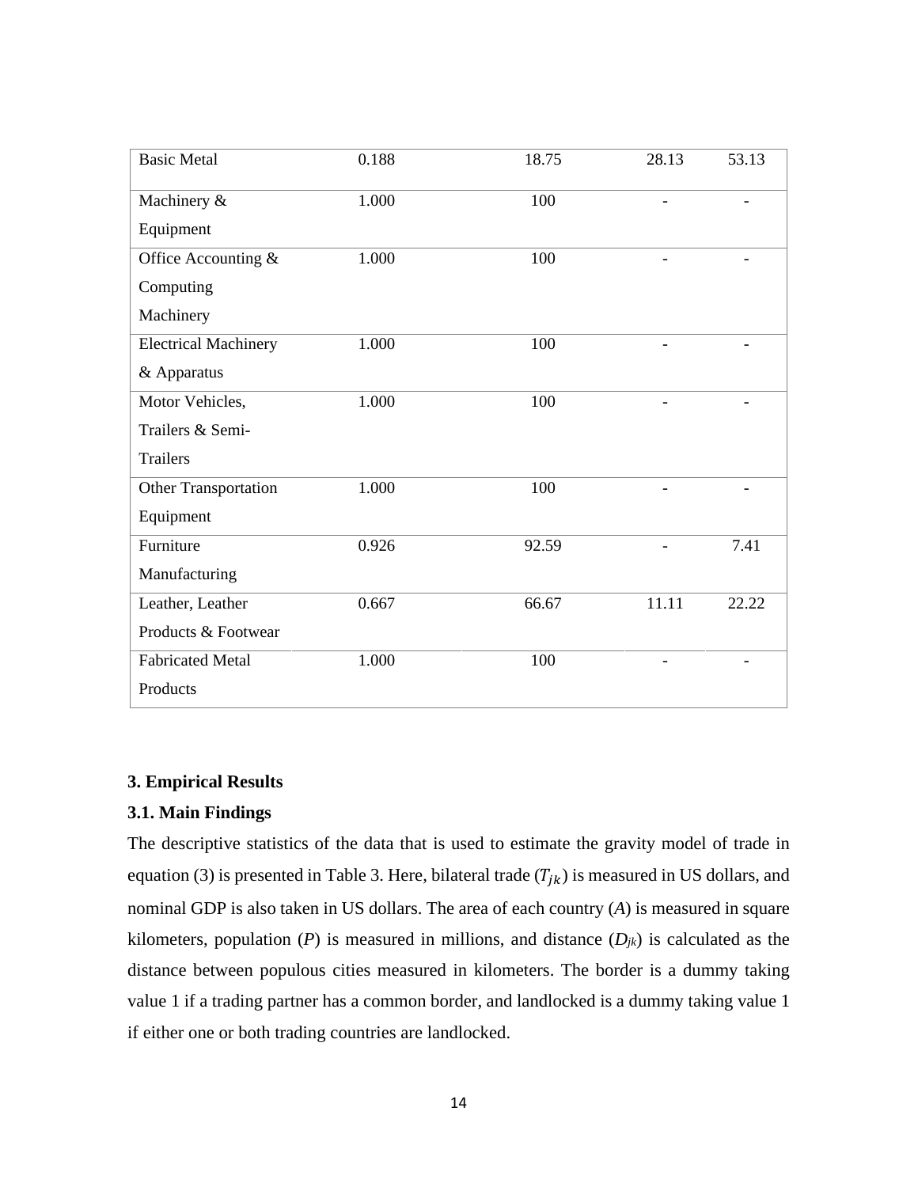| | | | | |
|---|---|---|---|---|
| Basic Metal | 0.188 | 18.75 | 28.13 | 53.13 |
| Machinery & Equipment | 1.000 | 100 | - | - |
| Office Accounting & Computing Machinery | 1.000 | 100 | - | - |
| Electrical Machinery & Apparatus | 1.000 | 100 | - | - |
| Motor Vehicles, Trailers & Semi-Trailers | 1.000 | 100 | - | - |
| Other Transportation Equipment | 1.000 | 100 | - | - |
| Furniture Manufacturing | 0.926 | 92.59 | - | 7.41 |
| Leather, Leather Products & Footwear | 0.667 | 66.67 | 11.11 | 22.22 |
| Fabricated Metal Products | 1.000 | 100 | - | - |

## 3. Empirical Results

### 3.1. Main Findings

The descriptive statistics of the data that is used to estimate the gravity model of trade in equation (3) is presented in Table 3. Here, bilateral trade ($T_{jk}$) is measured in US dollars, and nominal GDP is also taken in US dollars. The area of each country ($A$) is measured in square kilometers, population ($P$) is measured in millions, and distance ($D_{jk}$) is calculated as the distance between populous cities measured in kilometers. The border is a dummy taking value 1 if a trading partner has a common border, and landlocked is a dummy taking value 1 if either one or both trading countries are landlocked.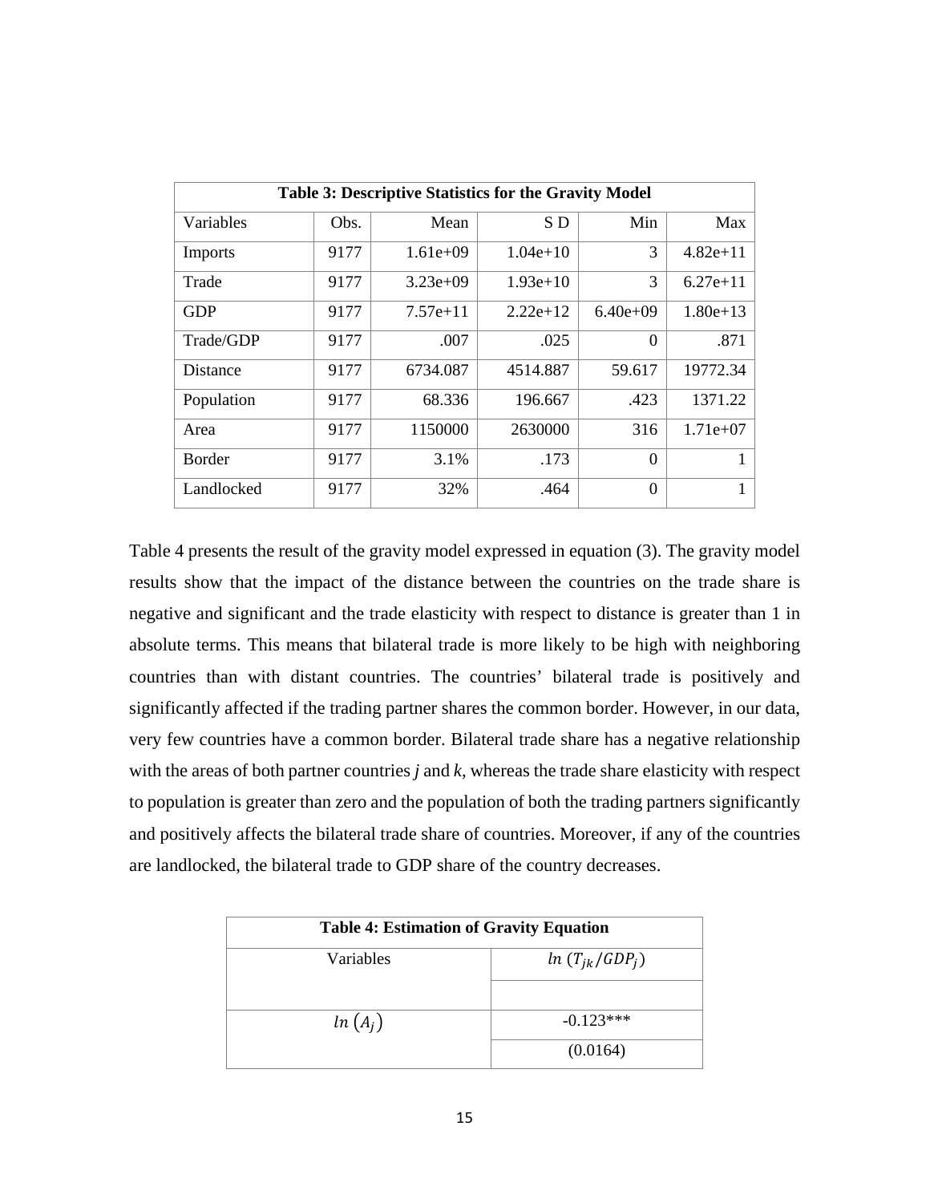| Table 3: Descriptive Statistics for the Gravity Model | | | | | |
|---|---|---|---|---|---|
| Variables | Obs. | Mean | S D | Min | Max |
| Imports | 9177 | 1.61e+09 | 1.04e+10 | 3 | 4.82e+11 |
| Trade | 9177 | 3.23e+09 | 1.93e+10 | 3 | 6.27e+11 |
| GDP | 9177 | 7.57e+11 | 2.22e+12 | 6.40e+09 | 1.80e+13 |
| Trade/GDP | 9177 | .007 | .025 | 0 | .871 |
| Distance | 9177 | 6734.087 | 4514.887 | 59.617 | 19772.34 |
| Population | 9177 | 68.336 | 196.667 | .423 | 1371.22 |
| Area | 9177 | 1150000 | 2630000 | 316 | 1.71e+07 |
| Border | 9177 | 3.1% | .173 | 0 | 1 |
| Landlocked | 9177 | 32% | .464 | 0 | 1 |

Table 4 presents the result of the gravity model expressed in equation (3). The gravity model results show that the impact of the distance between the countries on the trade share is negative and significant and the trade elasticity with respect to distance is greater than 1 in absolute terms. This means that bilateral trade is more likely to be high with neighboring countries than with distant countries. The countries' bilateral trade is positively and significantly affected if the trading partner shares the common border. However, in our data, very few countries have a common border. Bilateral trade share has a negative relationship with the areas of both partner countries *j* and *k*, whereas the trade share elasticity with respect to population is greater than zero and the population of both the trading partners significantly and positively affects the bilateral trade share of countries. Moreover, if any of the countries are landlocked, the bilateral trade to GDP share of the country decreases.

| Table 4: Estimation of Gravity Equation | |
|---|---|
| Variables | $ln\ (T_{jk}/GDP_j)$ |
| | |
| $ln\ (A_j)$ | -0.123*** |
| | (0.0164) |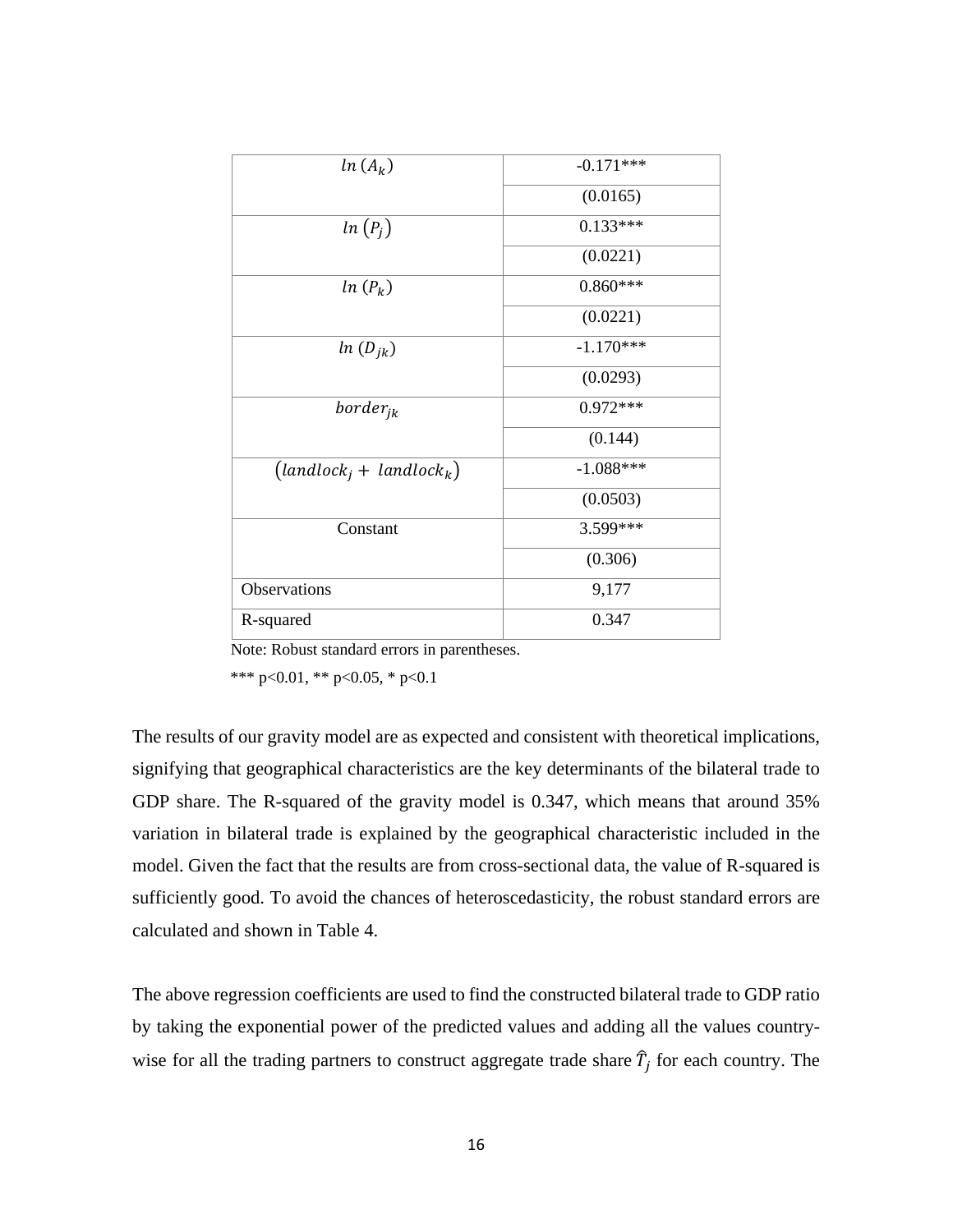| | |
|---|---|
| $ln\,(A_k)$ | -0.171*** |
| | (0.0165) |
| $ln\,(P_j)$ | 0.133*** |
| | (0.0221) |
| $ln\,(P_k)$ | 0.860*** |
| | (0.0221) |
| $ln\,(D_{jk})$ | -1.170*** |
| | (0.0293) |
| $border_{jk}$ | 0.972*** |
| | (0.144) |
| $(landlock_j + landlock_k)$ | -1.088*** |
| | (0.0503) |
| Constant | 3.599*** |
| | (0.306) |
| Observations | 9,177 |
| R-squared | 0.347 |

Note: Robust standard errors in parentheses.

*** p<0.01, ** p<0.05, * p<0.1

The results of our gravity model are as expected and consistent with theoretical implications, signifying that geographical characteristics are the key determinants of the bilateral trade to GDP share. The R-squared of the gravity model is 0.347, which means that around 35% variation in bilateral trade is explained by the geographical characteristic included in the model. Given the fact that the results are from cross-sectional data, the value of R-squared is sufficiently good. To avoid the chances of heteroscedasticity, the robust standard errors are calculated and shown in Table 4.

The above regression coefficients are used to find the constructed bilateral trade to GDP ratio by taking the exponential power of the predicted values and adding all the values country-wise for all the trading partners to construct aggregate trade share $\widehat{T}_j$ for each country. The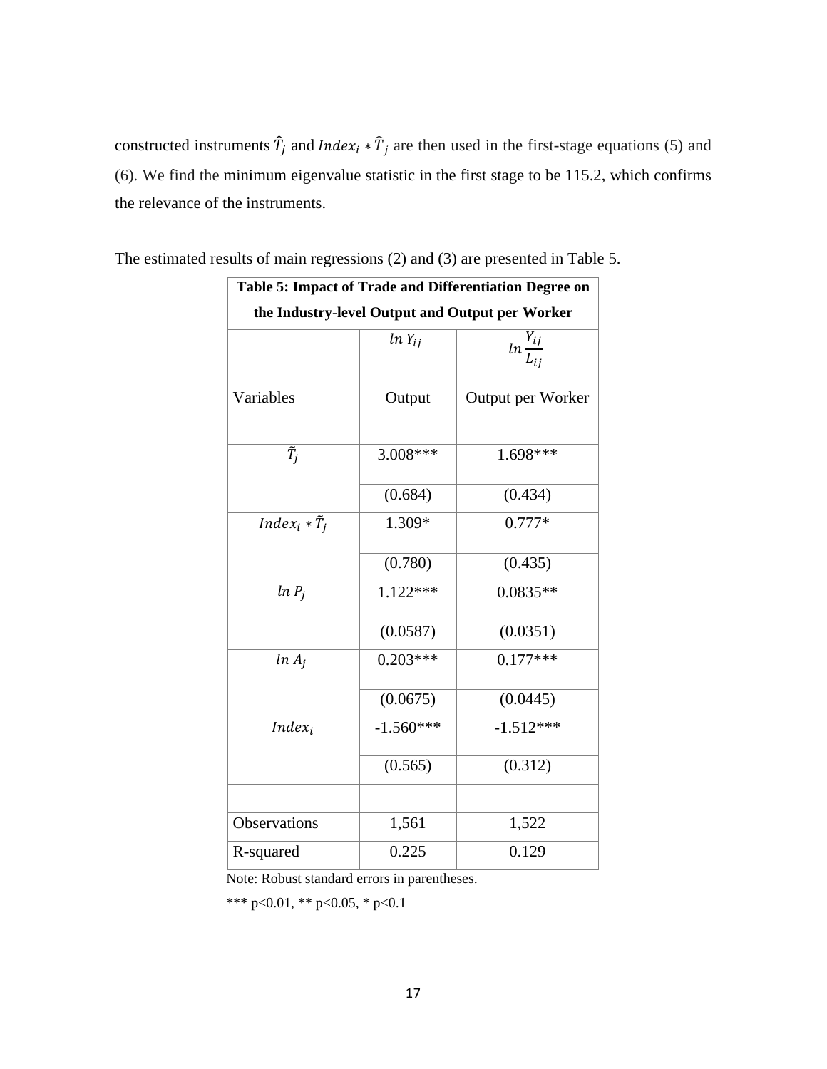constructed instruments $\widehat{T}_j$ and $Index_i * \widehat{T}_j$ are then used in the first-stage equations (5) and (6). We find the minimum eigenvalue statistic in the first stage to be 115.2, which confirms the relevance of the instruments.

The estimated results of main regressions (2) and (3) are presented in Table 5.

**Table 5: Impact of Trade and Differentiation Degree on the Industry-level Output and Output per Worker**

| Variables | $ln\, Y_{ij}$ Output | $ln \frac{Y_{ij}}{L_{ij}}$ Output per Worker |
|---|---|---|
| $\tilde{T}_j$ | 3.008*** | 1.698*** |
| | (0.684) | (0.434) |
| $Index_i * \tilde{T}_j$ | 1.309* | 0.777* |
| | (0.780) | (0.435) |
| $ln\, P_j$ | 1.122*** | 0.0835** |
| | (0.0587) | (0.0351) |
| $ln\, A_j$ | 0.203*** | 0.177*** |
| | (0.0675) | (0.0445) |
| $Index_i$ | -1.560*** | -1.512*** |
| | (0.565) | (0.312) |
| | | |
| Observations | 1,561 | 1,522 |
| R-squared | 0.225 | 0.129 |

Note: Robust standard errors in parentheses.

*** p<0.01, ** p<0.05, * p<0.1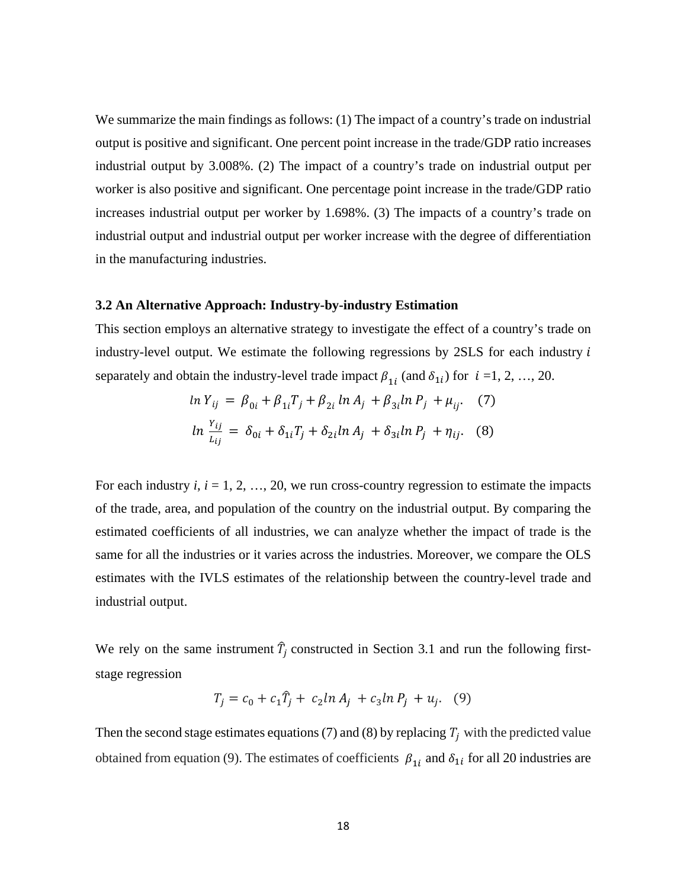We summarize the main findings as follows: (1) The impact of a country's trade on industrial output is positive and significant. One percent point increase in the trade/GDP ratio increases industrial output by 3.008%. (2) The impact of a country's trade on industrial output per worker is also positive and significant. One percentage point increase in the trade/GDP ratio increases industrial output per worker by 1.698%. (3) The impacts of a country's trade on industrial output and industrial output per worker increase with the degree of differentiation in the manufacturing industries.

### 3.2 An Alternative Approach: Industry-by-industry Estimation

This section employs an alternative strategy to investigate the effect of a country's trade on industry-level output. We estimate the following regressions by 2SLS for each industry $i$ separately and obtain the industry-level trade impact $\beta_{1i}$ (and $\delta_{1i}$) for $i$ =1, 2, …, 20.

$$ln\, Y_{ij} = \beta_{0i} + \beta_{1i} T_j + \beta_{2i}\, ln\, A_j + \beta_{3i} ln\, P_j + \mu_{ij}. \quad (7)$$

$$ln\, \frac{Y_{ij}}{L_{ij}} = \delta_{0i} + \delta_{1i} T_j + \delta_{2i} ln\, A_j + \delta_{3i} ln\, P_j + \eta_{ij}. \quad (8)$$

For each industry $i$, $i$ = 1, 2, …, 20, we run cross-country regression to estimate the impacts of the trade, area, and population of the country on the industrial output. By comparing the estimated coefficients of all industries, we can analyze whether the impact of trade is the same for all the industries or it varies across the industries. Moreover, we compare the OLS estimates with the IVLS estimates of the relationship between the country-level trade and industrial output.

We rely on the same instrument $\hat{T}_j$ constructed in Section 3.1 and run the following first-stage regression

$$T_j = c_0 + c_1 \hat{T}_j + c_2 ln\, A_j + c_3 ln\, P_j + u_j. \quad (9)$$

Then the second stage estimates equations (7) and (8) by replacing $T_j$ with the predicted value obtained from equation (9). The estimates of coefficients $\beta_{1i}$ and $\delta_{1i}$ for all 20 industries are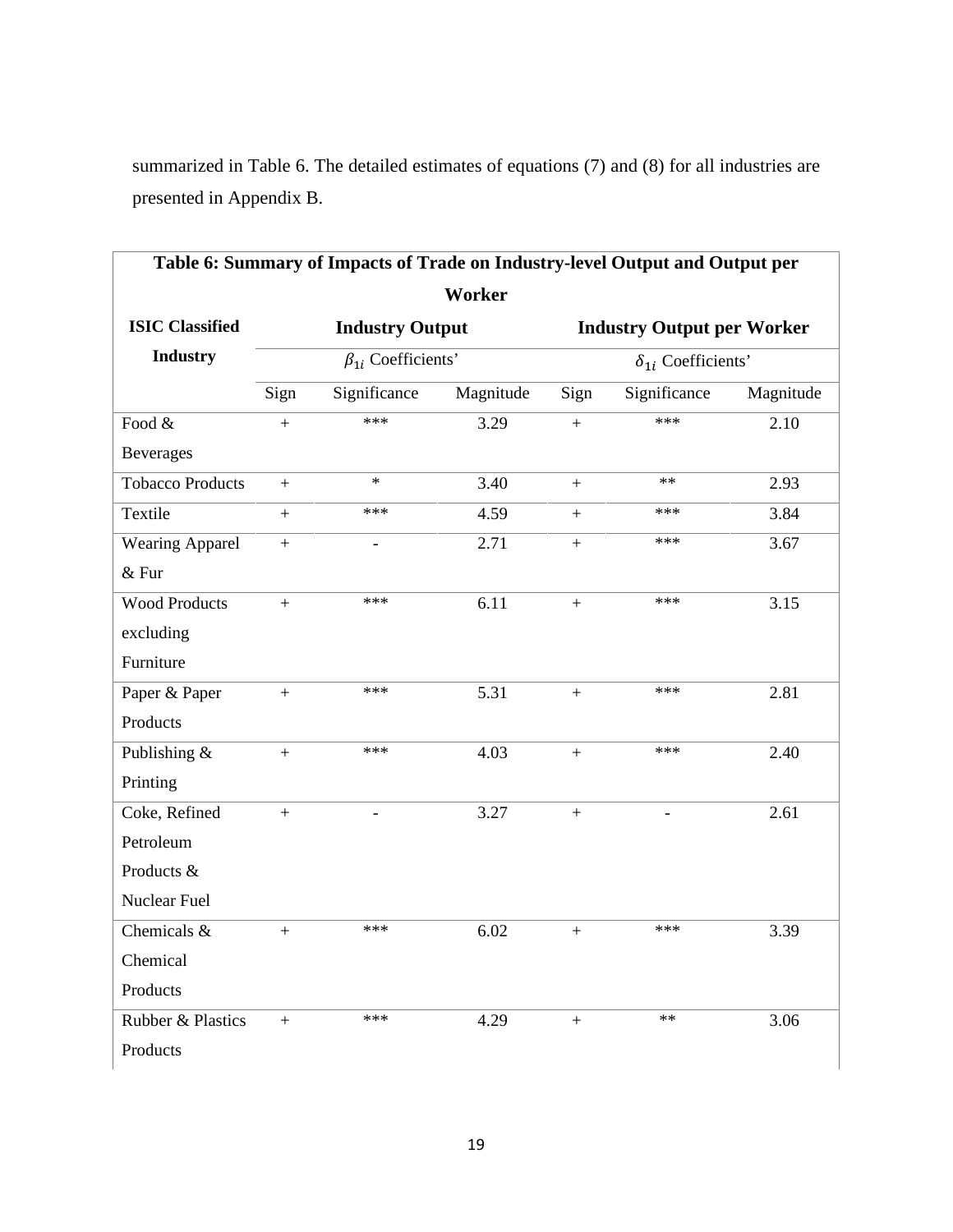summarized in Table 6. The detailed estimates of equations (7) and (8) for all industries are presented in Appendix B.

**Table 6: Summary of Impacts of Trade on Industry-level Output and Output per Worker**

| ISIC Classified Industry | Industry Output | | | Industry Output per Worker | | |
|---|---|---|---|---|---|---|
| | $\beta_{1i}$ Coefficients' | | | $\delta_{1i}$ Coefficients' | | |
| | Sign | Significance | Magnitude | Sign | Significance | Magnitude |
| Food & Beverages | + | *** | 3.29 | + | *** | 2.10 |
| Tobacco Products | + | * | 3.40 | + | ** | 2.93 |
| Textile | + | *** | 4.59 | + | *** | 3.84 |
| Wearing Apparel & Fur | + | - | 2.71 | + | *** | 3.67 |
| Wood Products excluding Furniture | + | *** | 6.11 | + | *** | 3.15 |
| Paper & Paper Products | + | *** | 5.31 | + | *** | 2.81 |
| Publishing & Printing | + | *** | 4.03 | + | *** | 2.40 |
| Coke, Refined Petroleum Products & Nuclear Fuel | + | - | 3.27 | + | - | 2.61 |
| Chemicals & Chemical Products | + | *** | 6.02 | + | *** | 3.39 |
| Rubber & Plastics Products | + | *** | 4.29 | + | ** | 3.06 |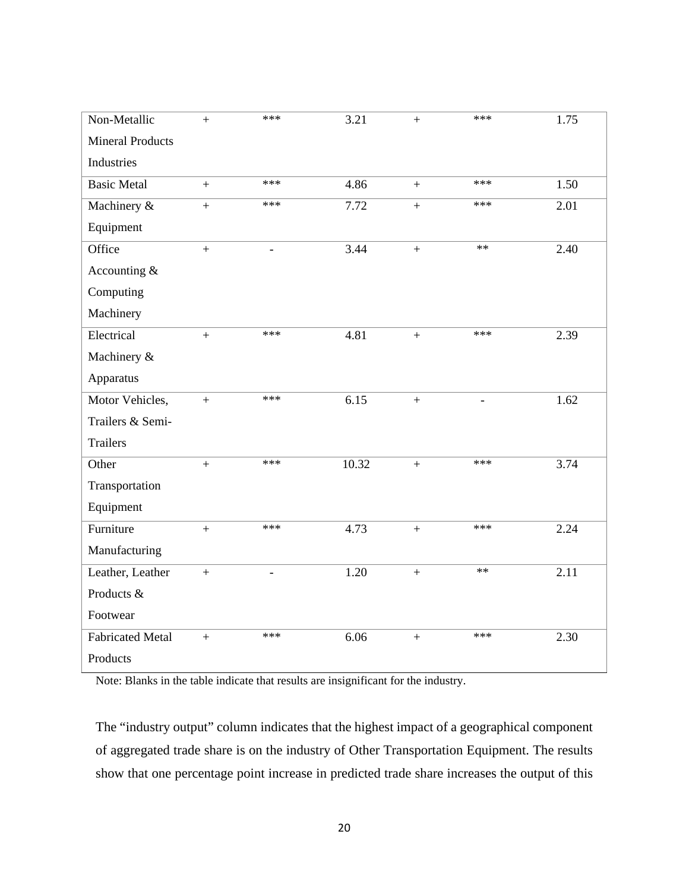| | | | | | | |
|---|---|---|---|---|---|---|
| Non-Metallic Mineral Products Industries | + | *** | 3.21 | + | *** | 1.75 |
| Basic Metal | + | *** | 4.86 | + | *** | 1.50 |
| Machinery & Equipment | + | *** | 7.72 | + | *** | 2.01 |
| Office Accounting & Computing Machinery | + | - | 3.44 | + | ** | 2.40 |
| Electrical Machinery & Apparatus | + | *** | 4.81 | + | *** | 2.39 |
| Motor Vehicles, Trailers & Semi-Trailers | + | *** | 6.15 | + | - | 1.62 |
| Other Transportation Equipment | + | *** | 10.32 | + | *** | 3.74 |
| Furniture Manufacturing | + | *** | 4.73 | + | *** | 2.24 |
| Leather, Leather Products & Footwear | + | - | 1.20 | + | ** | 2.11 |
| Fabricated Metal Products | + | *** | 6.06 | + | *** | 2.30 |

Note: Blanks in the table indicate that results are insignificant for the industry.

The "industry output" column indicates that the highest impact of a geographical component of aggregated trade share is on the industry of Other Transportation Equipment. The results show that one percentage point increase in predicted trade share increases the output of this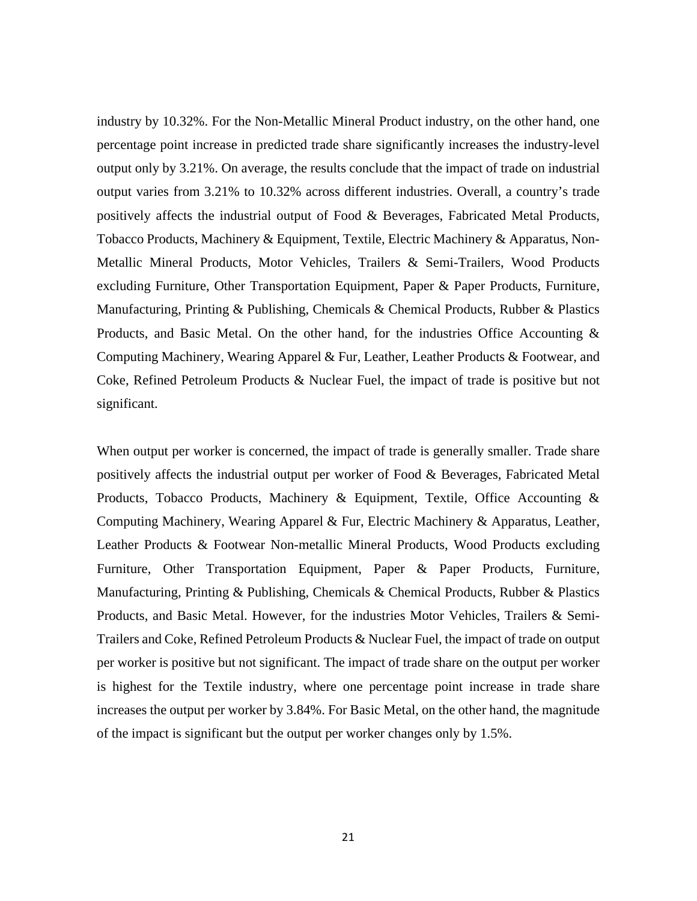industry by 10.32%. For the Non-Metallic Mineral Product industry, on the other hand, one percentage point increase in predicted trade share significantly increases the industry-level output only by 3.21%. On average, the results conclude that the impact of trade on industrial output varies from 3.21% to 10.32% across different industries. Overall, a country's trade positively affects the industrial output of Food & Beverages, Fabricated Metal Products, Tobacco Products, Machinery & Equipment, Textile, Electric Machinery & Apparatus, Non-Metallic Mineral Products, Motor Vehicles, Trailers & Semi-Trailers, Wood Products excluding Furniture, Other Transportation Equipment, Paper & Paper Products, Furniture, Manufacturing, Printing & Publishing, Chemicals & Chemical Products, Rubber & Plastics Products, and Basic Metal. On the other hand, for the industries Office Accounting & Computing Machinery, Wearing Apparel & Fur, Leather, Leather Products & Footwear, and Coke, Refined Petroleum Products & Nuclear Fuel, the impact of trade is positive but not significant.

When output per worker is concerned, the impact of trade is generally smaller. Trade share positively affects the industrial output per worker of Food & Beverages, Fabricated Metal Products, Tobacco Products, Machinery & Equipment, Textile, Office Accounting & Computing Machinery, Wearing Apparel & Fur, Electric Machinery & Apparatus, Leather, Leather Products & Footwear Non-metallic Mineral Products, Wood Products excluding Furniture, Other Transportation Equipment, Paper & Paper Products, Furniture, Manufacturing, Printing & Publishing, Chemicals & Chemical Products, Rubber & Plastics Products, and Basic Metal. However, for the industries Motor Vehicles, Trailers & Semi-Trailers and Coke, Refined Petroleum Products & Nuclear Fuel, the impact of trade on output per worker is positive but not significant. The impact of trade share on the output per worker is highest for the Textile industry, where one percentage point increase in trade share increases the output per worker by 3.84%. For Basic Metal, on the other hand, the magnitude of the impact is significant but the output per worker changes only by 1.5%.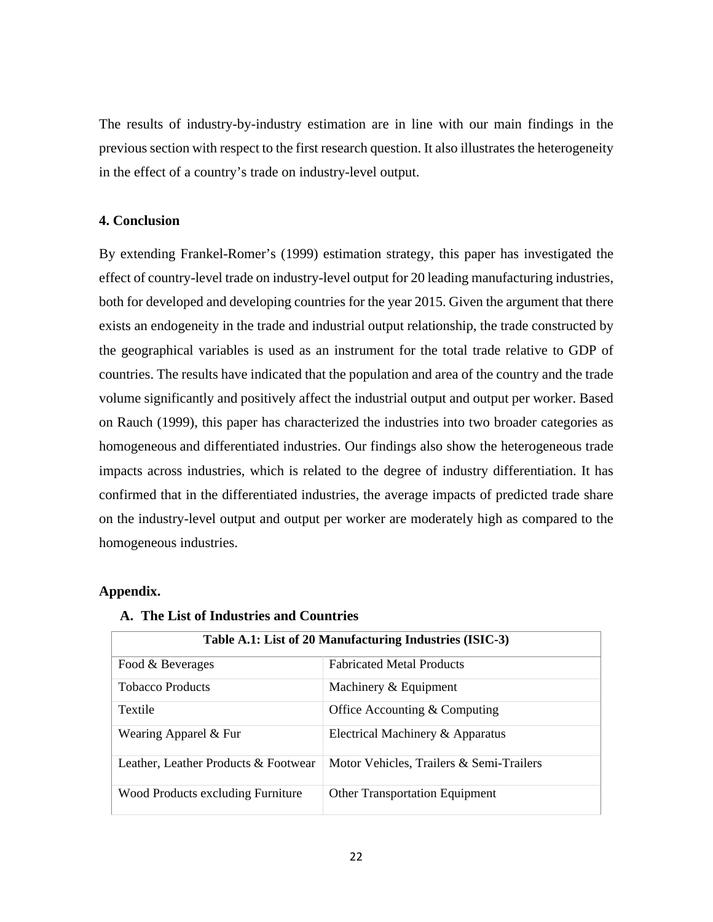The results of industry-by-industry estimation are in line with our main findings in the previous section with respect to the first research question. It also illustrates the heterogeneity in the effect of a country's trade on industry-level output.

## 4. Conclusion

By extending Frankel-Romer's (1999) estimation strategy, this paper has investigated the effect of country-level trade on industry-level output for 20 leading manufacturing industries, both for developed and developing countries for the year 2015. Given the argument that there exists an endogeneity in the trade and industrial output relationship, the trade constructed by the geographical variables is used as an instrument for the total trade relative to GDP of countries. The results have indicated that the population and area of the country and the trade volume significantly and positively affect the industrial output and output per worker. Based on Rauch (1999), this paper has characterized the industries into two broader categories as homogeneous and differentiated industries. Our findings also show the heterogeneous trade impacts across industries, which is related to the degree of industry differentiation. It has confirmed that in the differentiated industries, the average impacts of predicted trade share on the industry-level output and output per worker are moderately high as compared to the homogeneous industries.

## Appendix.

### A. The List of Industries and Countries

| Table A.1: List of 20 Manufacturing Industries (ISIC-3) | |
|---|---|
| Food & Beverages | Fabricated Metal Products |
| Tobacco Products | Machinery & Equipment |
| Textile | Office Accounting & Computing |
| Wearing Apparel & Fur | Electrical Machinery & Apparatus |
| Leather, Leather Products & Footwear | Motor Vehicles, Trailers & Semi-Trailers |
| Wood Products excluding Furniture | Other Transportation Equipment |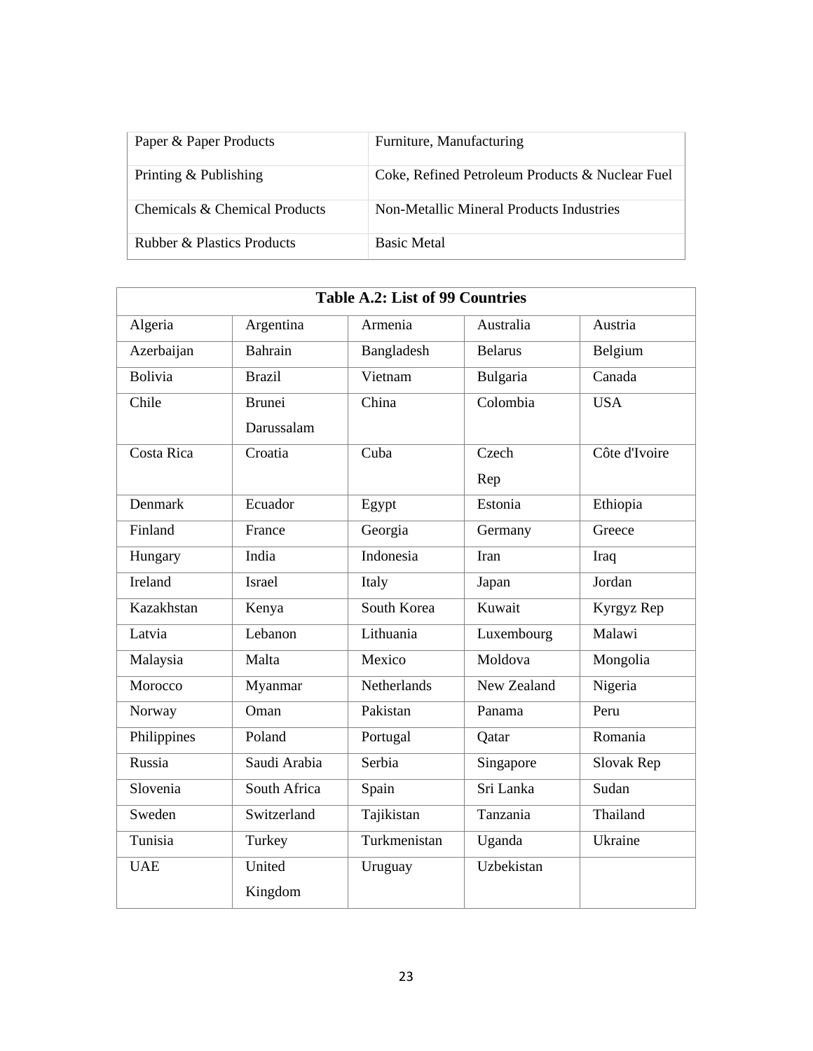| Paper & Paper Products | Furniture, Manufacturing |
|---|---|
| Printing & Publishing | Coke, Refined Petroleum Products & Nuclear Fuel |
| Chemicals & Chemical Products | Non-Metallic Mineral Products Industries |
| Rubber & Plastics Products | Basic Metal |

**Table A.2: List of 99 Countries**

| | | | | |
|---|---|---|---|---|
| Algeria | Argentina | Armenia | Australia | Austria |
| Azerbaijan | Bahrain | Bangladesh | Belarus | Belgium |
| Bolivia | Brazil | Vietnam | Bulgaria | Canada |
| Chile | Brunei Darussalam | China | Colombia | USA |
| Costa Rica | Croatia | Cuba | Czech Rep | Côte d'Ivoire |
| Denmark | Ecuador | Egypt | Estonia | Ethiopia |
| Finland | France | Georgia | Germany | Greece |
| Hungary | India | Indonesia | Iran | Iraq |
| Ireland | Israel | Italy | Japan | Jordan |
| Kazakhstan | Kenya | South Korea | Kuwait | Kyrgyz Rep |
| Latvia | Lebanon | Lithuania | Luxembourg | Malawi |
| Malaysia | Malta | Mexico | Moldova | Mongolia |
| Morocco | Myanmar | Netherlands | New Zealand | Nigeria |
| Norway | Oman | Pakistan | Panama | Peru |
| Philippines | Poland | Portugal | Qatar | Romania |
| Russia | Saudi Arabia | Serbia | Singapore | Slovak Rep |
| Slovenia | South Africa | Spain | Sri Lanka | Sudan |
| Sweden | Switzerland | Tajikistan | Tanzania | Thailand |
| Tunisia | Turkey | Turkmenistan | Uganda | Ukraine |
| UAE | United Kingdom | Uruguay | Uzbekistan | |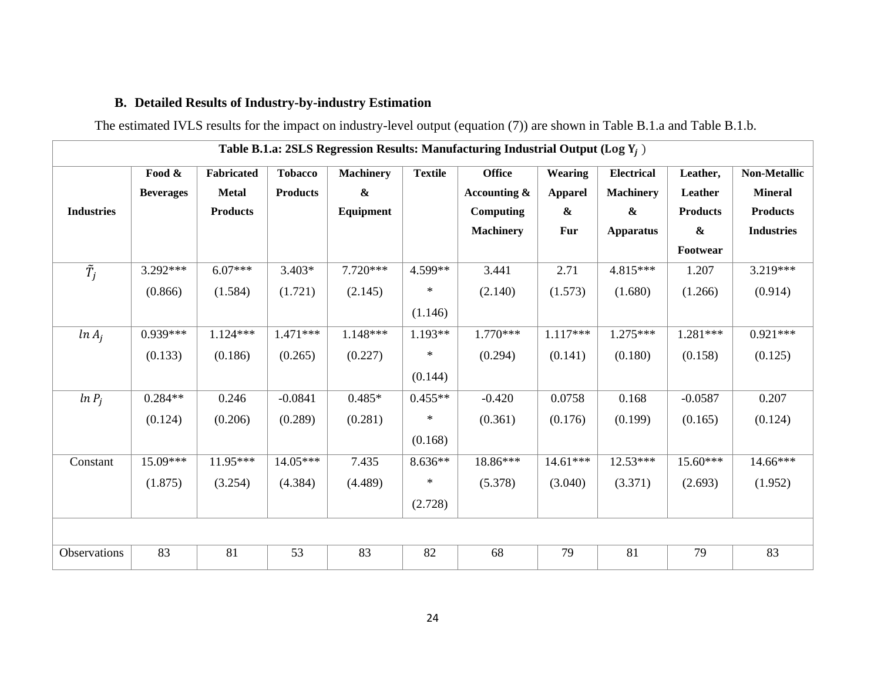### B. Detailed Results of Industry-by-industry Estimation

The estimated IVLS results for the impact on industry-level output (equation (7)) are shown in Table B.1.a and Table B.1.b.

**Table B.1.a: 2SLS Regression Results: Manufacturing Industrial Output (Log $Y_j$)**

| Industries | Food & Beverages | Fabricated Metal Products | Tobacco Products | Machinery & Equipment | Textile | Office Accounting & Computing Machinery | Wearing Apparel & Fur | Electrical Machinery & Apparatus | Leather, Leather Products & Footwear | Non-Metallic Mineral Products Industries |
|---|---|---|---|---|---|---|---|---|---|---|
| $\tilde{T}_j$ | 3.292*** | 6.07*** | 3.403* | 7.720*** | 4.599*** | 3.441 | 2.71 | 4.815*** | 1.207 | 3.219*** |
| | (0.866) | (1.584) | (1.721) | (2.145) | (1.146) | (2.140) | (1.573) | (1.680) | (1.266) | (0.914) |
| $ln\ A_j$ | 0.939*** | 1.124*** | 1.471*** | 1.148*** | 1.193*** | 1.770*** | 1.117*** | 1.275*** | 1.281*** | 0.921*** |
| | (0.133) | (0.186) | (0.265) | (0.227) | (0.144) | (0.294) | (0.141) | (0.180) | (0.158) | (0.125) |
| $ln\ P_j$ | 0.284** | 0.246 | -0.0841 | 0.485* | 0.455*** | -0.420 | 0.0758 | 0.168 | -0.0587 | 0.207 |
| | (0.124) | (0.206) | (0.289) | (0.281) | (0.168) | (0.361) | (0.176) | (0.199) | (0.165) | (0.124) |
| Constant | 15.09*** | 11.95*** | 14.05*** | 7.435 | 8.636*** | 18.86*** | 14.61*** | 12.53*** | 15.60*** | 14.66*** |
| | (1.875) | (3.254) | (4.384) | (4.489) | (2.728) | (5.378) | (3.040) | (3.371) | (2.693) | (1.952) |
| | | | | | | | | | | |
| Observations | 83 | 81 | 53 | 83 | 82 | 68 | 79 | 81 | 79 | 83 |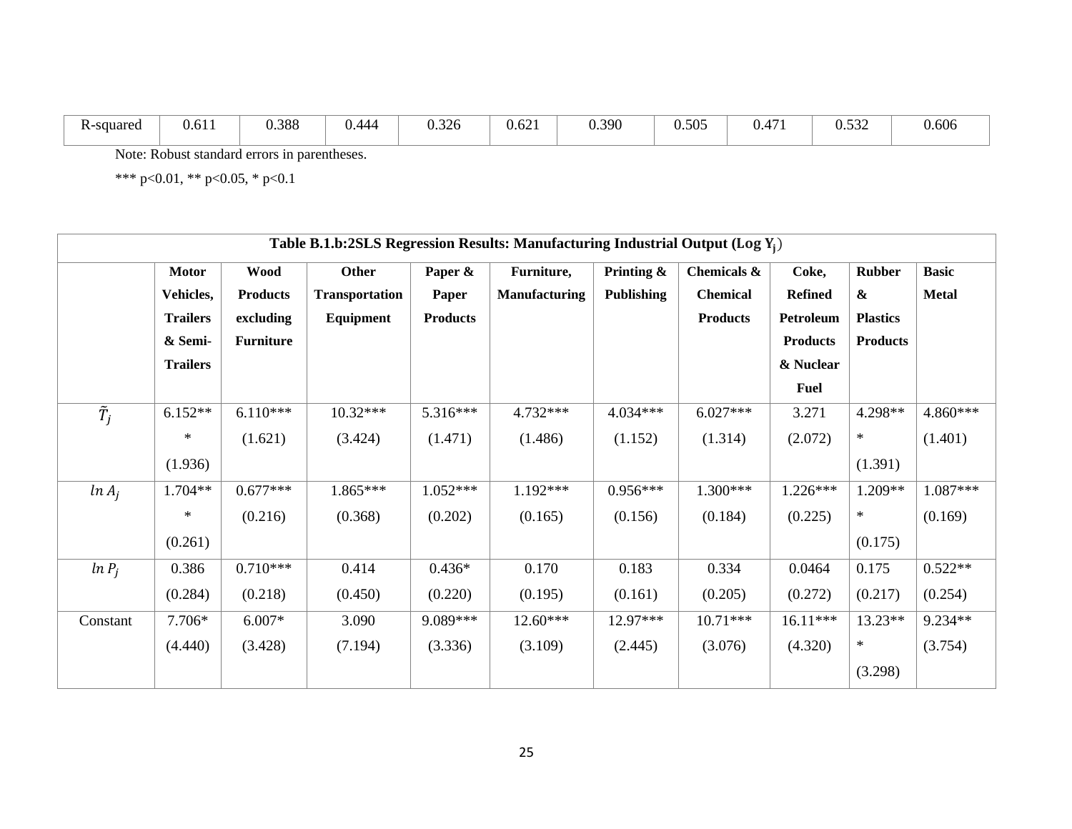| R-squared | 0.611 | 0.388 | 0.444 | 0.326 | 0.621 | 0.390 | 0.505 | 0.471 | 0.532 | 0.606 |
|---|---|---|---|---|---|---|---|---|---|---|

Note: Robust standard errors in parentheses.

*** p<0.01, ** p<0.05, * p<0.1

**Table B.1.b:2SLS Regression Results: Manufacturing Industrial Output (Log $\mathbf{Y_j}$)**

| | **Motor Vehicles, Trailers & Semi-Trailers** | **Wood Products excluding Furniture** | **Other Transportation Equipment** | **Paper & Paper Products** | **Furniture, Manufacturing** | **Printing & Publishing** | **Chemicals & Chemical Products** | **Coke, Refined Petroleum Products & Nuclear Fuel** | **Rubber & Plastics Products** | **Basic Metal** |
|---|---|---|---|---|---|---|---|---|---|---|
| $\tilde{T}_j$ | 6.152***<br>(1.936) | 6.110***<br>(1.621) | 10.32***<br>(3.424) | 5.316***<br>(1.471) | 4.732***<br>(1.486) | 4.034***<br>(1.152) | 6.027***<br>(1.314) | 3.271<br>(2.072) | 4.298***<br>(1.391) | 4.860***<br>(1.401) |
| $ln\, A_j$ | 1.704***<br>(0.261) | 0.677***<br>(0.216) | 1.865***<br>(0.368) | 1.052***<br>(0.202) | 1.192***<br>(0.165) | 0.956***<br>(0.156) | 1.300***<br>(0.184) | 1.226***<br>(0.225) | 1.209***<br>(0.175) | 1.087***<br>(0.169) |
| $ln\, P_j$ | 0.386<br>(0.284) | 0.710***<br>(0.218) | 0.414<br>(0.450) | 0.436*<br>(0.220) | 0.170<br>(0.195) | 0.183<br>(0.161) | 0.334<br>(0.205) | 0.0464<br>(0.272) | 0.175<br>(0.217) | 0.522**<br>(0.254) |
| Constant | 7.706*<br>(4.440) | 6.007*<br>(3.428) | 3.090<br>(7.194) | 9.089***<br>(3.336) | 12.60***<br>(3.109) | 12.97***<br>(2.445) | 10.71***<br>(3.076) | 16.11***<br>(4.320) | 13.23***<br>(3.298) | 9.234**<br>(3.754) |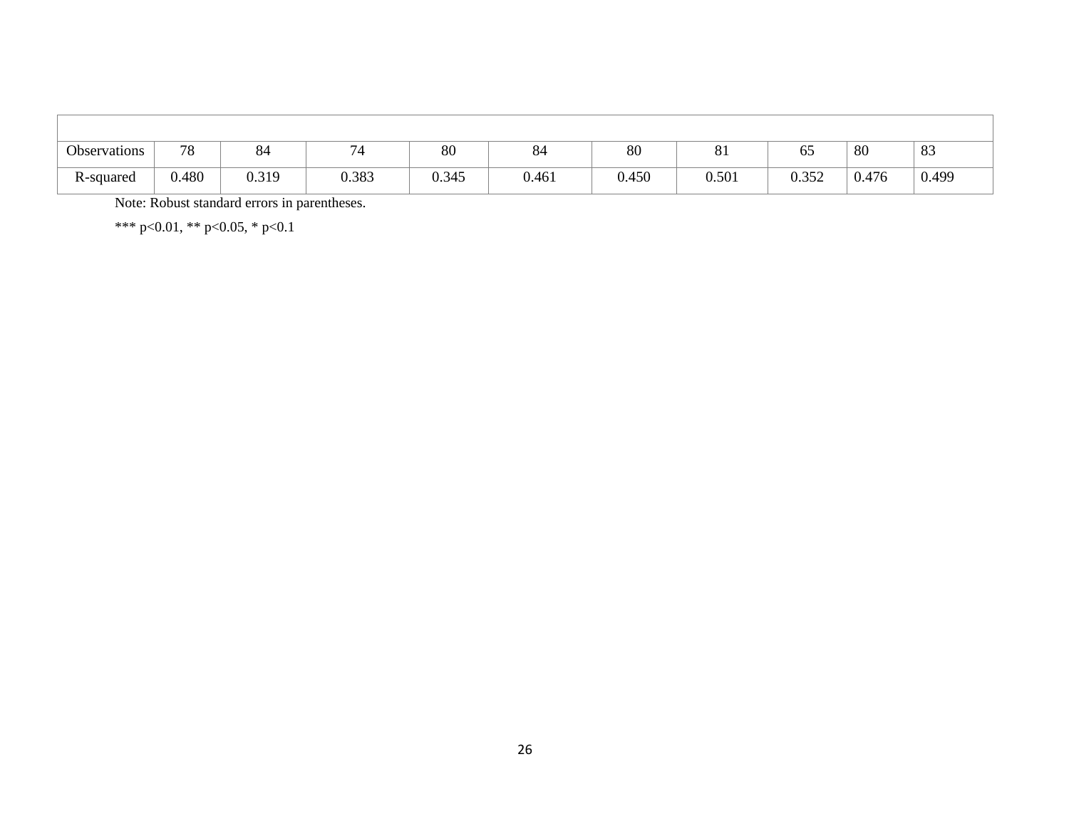| | | | | | | | | | | |
|---|---|---|---|---|---|---|---|---|---|---|
| Observations | 78 | 84 | 74 | 80 | 84 | 80 | 81 | 65 | 80 | 83 |
| R-squared | 0.480 | 0.319 | 0.383 | 0.345 | 0.461 | 0.450 | 0.501 | 0.352 | 0.476 | 0.499 |

Note: Robust standard errors in parentheses.

*** p<0.01, ** p<0.05, * p<0.1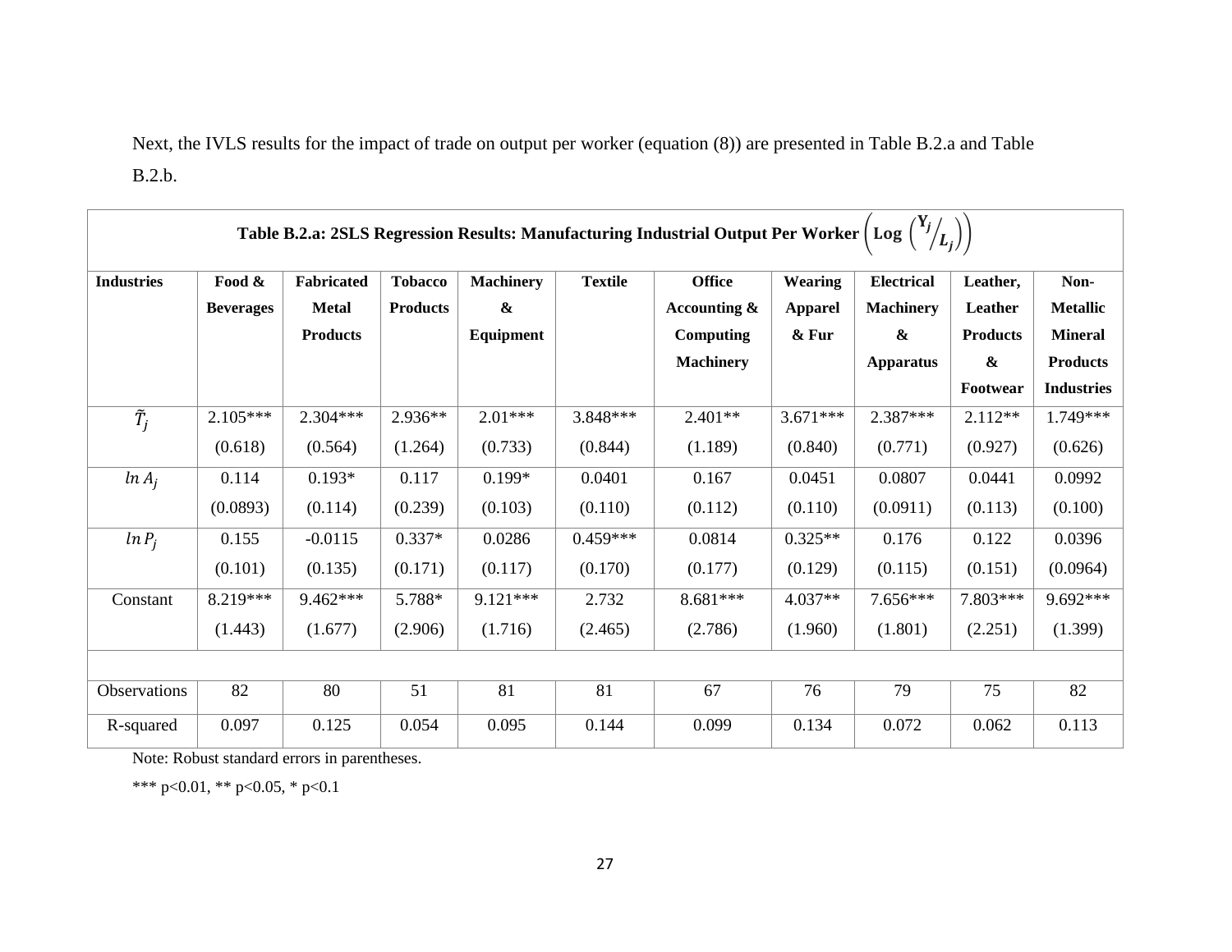Next, the IVLS results for the impact of trade on output per worker (equation (8)) are presented in Table B.2.a and Table B.2.b.

**Table B.2.a: 2SLS Regression Results: Manufacturing Industrial Output Per Worker $\left(\text{Log}\left({}^{Y_j}/_{L_j}\right)\right)$**

| Industries | Food & Beverages | Fabricated Metal Products | Tobacco Products | Machinery & Equipment | Textile | Office Accounting & Computing Machinery | Wearing Apparel & Fur | Electrical Machinery & Apparatus | Leather, Leather Products & Footwear | Non-Metallic Mineral Products Industries |
|---|---|---|---|---|---|---|---|---|---|---|
| $\tilde{T}_j$ | 2.105*** | 2.304*** | 2.936** | 2.01*** | 3.848*** | 2.401** | 3.671*** | 2.387*** | 2.112** | 1.749*** |
| | (0.618) | (0.564) | (1.264) | (0.733) | (0.844) | (1.189) | (0.840) | (0.771) | (0.927) | (0.626) |
| $ln\,A_j$ | 0.114 | 0.193* | 0.117 | 0.199* | 0.0401 | 0.167 | 0.0451 | 0.0807 | 0.0441 | 0.0992 |
| | (0.0893) | (0.114) | (0.239) | (0.103) | (0.110) | (0.112) | (0.110) | (0.0911) | (0.113) | (0.100) |
| $ln\,P_j$ | 0.155 | -0.0115 | 0.337* | 0.0286 | 0.459*** | 0.0814 | 0.325** | 0.176 | 0.122 | 0.0396 |
| | (0.101) | (0.135) | (0.171) | (0.117) | (0.170) | (0.177) | (0.129) | (0.115) | (0.151) | (0.0964) |
| Constant | 8.219*** | 9.462*** | 5.788* | 9.121*** | 2.732 | 8.681*** | 4.037** | 7.656*** | 7.803*** | 9.692*** |
| | (1.443) | (1.677) | (2.906) | (1.716) | (2.465) | (2.786) | (1.960) | (1.801) | (2.251) | (1.399) |
| Observations | 82 | 80 | 51 | 81 | 81 | 67 | 76 | 79 | 75 | 82 |
| R-squared | 0.097 | 0.125 | 0.054 | 0.095 | 0.144 | 0.099 | 0.134 | 0.072 | 0.062 | 0.113 |

Note: Robust standard errors in parentheses.

*** p<0.01, ** p<0.05, * p<0.1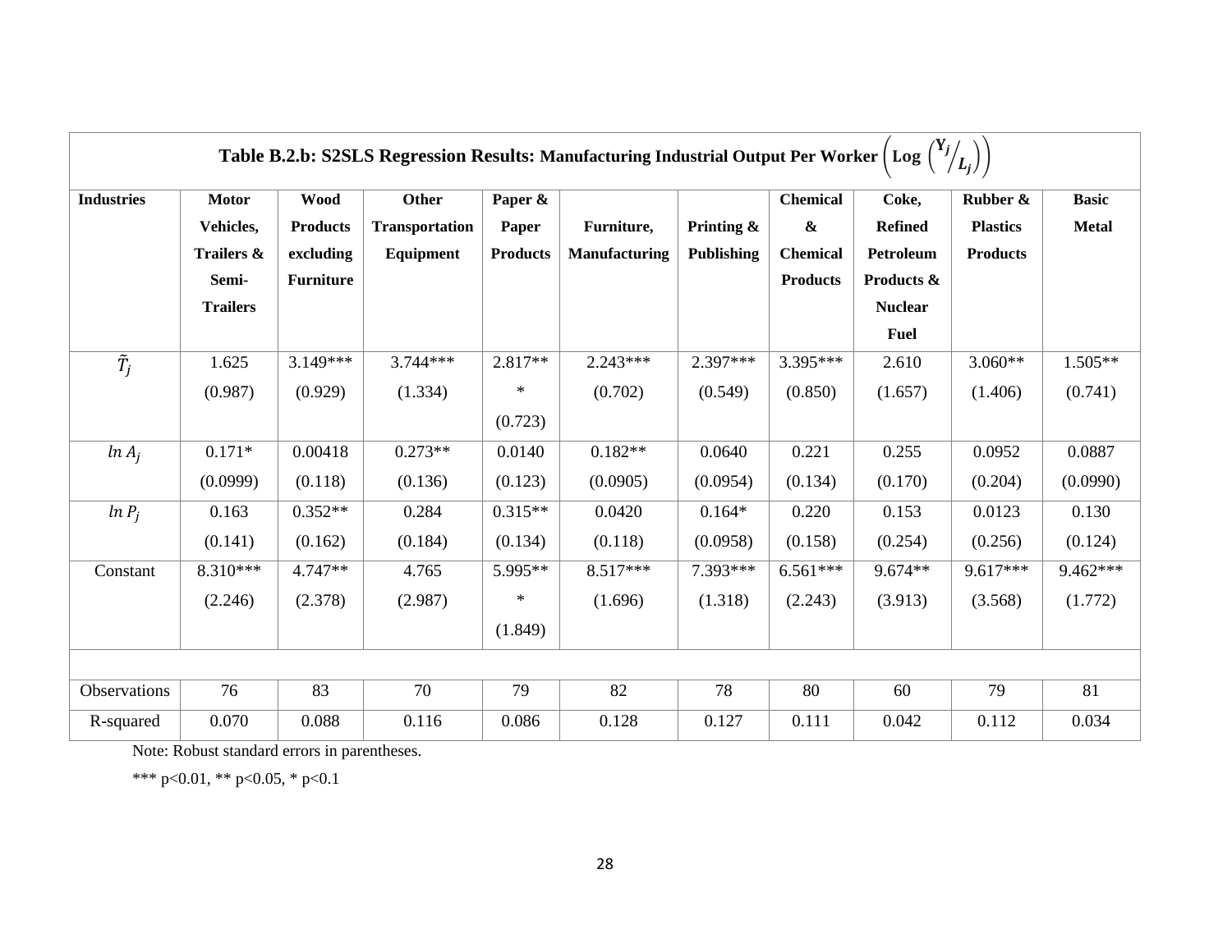**Table B.2.b: S2SLS Regression Results: Manufacturing Industrial Output Per Worker $\left(\text{Log}\left({}^{Y_j}/_{L_j}\right)\right)$**

| Industries | Motor Vehicles, Trailers & Semi-Trailers | Wood Products excluding Furniture | Other Transportation Equipment | Paper & Paper Products | Furniture, Manufacturing | Printing & Publishing | Chemical & Chemical Products | Coke, Refined Petroleum Products & Nuclear Fuel | Rubber & Plastics Products | Basic Metal |
|---|---|---|---|---|---|---|---|---|---|---|
| $\tilde{T}_j$ | 1.625 | 3.149*** | 3.744*** | 2.817*** | 2.243*** | 2.397*** | 3.395*** | 2.610 | 3.060** | 1.505** |
| | (0.987) | (0.929) | (1.334) | (0.723) | (0.702) | (0.549) | (0.850) | (1.657) | (1.406) | (0.741) |
| $ln\, A_j$ | 0.171* | 0.00418 | 0.273** | 0.0140 | 0.182** | 0.0640 | 0.221 | 0.255 | 0.0952 | 0.0887 |
| | (0.0999) | (0.118) | (0.136) | (0.123) | (0.0905) | (0.0954) | (0.134) | (0.170) | (0.204) | (0.0990) |
| $ln\, P_j$ | 0.163 | 0.352** | 0.284 | 0.315** | 0.0420 | 0.164* | 0.220 | 0.153 | 0.0123 | 0.130 |
| | (0.141) | (0.162) | (0.184) | (0.134) | (0.118) | (0.0958) | (0.158) | (0.254) | (0.256) | (0.124) |
| Constant | 8.310*** | 4.747** | 4.765 | 5.995*** | 8.517*** | 7.393*** | 6.561*** | 9.674** | 9.617*** | 9.462*** |
| | (2.246) | (2.378) | (2.987) | (1.849) | (1.696) | (1.318) | (2.243) | (3.913) | (3.568) | (1.772) |
| | | | | | | | | | | |
| Observations | 76 | 83 | 70 | 79 | 82 | 78 | 80 | 60 | 79 | 81 |
| R-squared | 0.070 | 0.088 | 0.116 | 0.086 | 0.128 | 0.127 | 0.111 | 0.042 | 0.112 | 0.034 |

Note: Robust standard errors in parentheses.

*** p<0.01, ** p<0.05, * p<0.1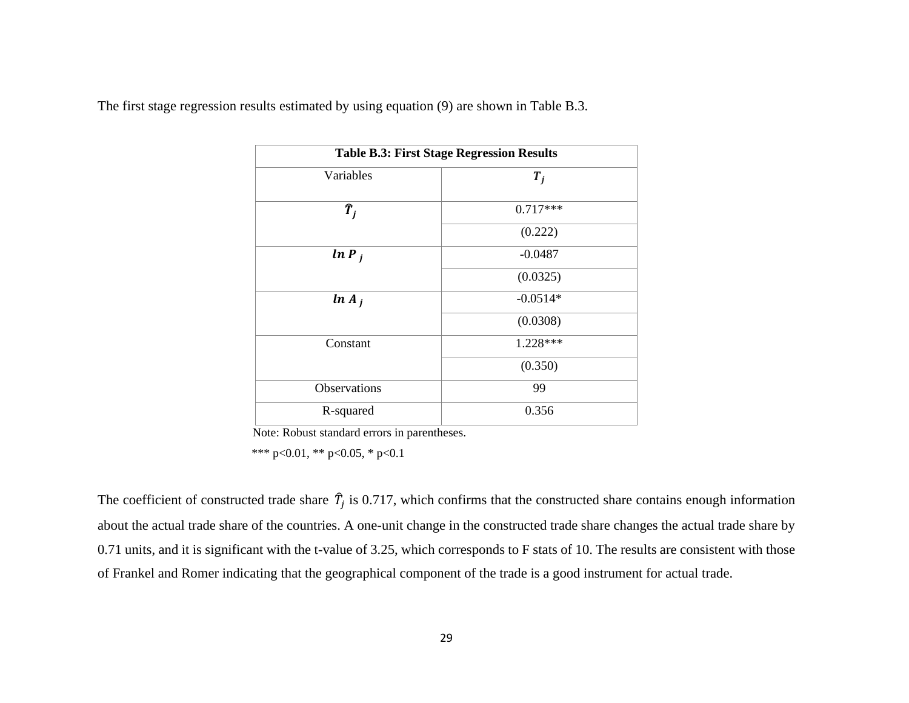The first stage regression results estimated by using equation (9) are shown in Table B.3.

| **Table B.3: First Stage Regression Results** | |
|---|---|
| Variables | $\boldsymbol{T_j}$ |
| $\boldsymbol{\hat{T}_j}$ | 0.717*** |
| | (0.222) |
| $\boldsymbol{ln\ P_j}$ | -0.0487 |
| | (0.0325) |
| $\boldsymbol{ln\ A_j}$ | -0.0514* |
| | (0.0308) |
| Constant | 1.228*** |
| | (0.350) |
| Observations | 99 |
| R-squared | 0.356 |

Note: Robust standard errors in parentheses.

*** p<0.01, ** p<0.05, * p<0.1

The coefficient of constructed trade share $\hat{T}_j$ is 0.717, which confirms that the constructed share contains enough information about the actual trade share of the countries. A one-unit change in the constructed trade share changes the actual trade share by 0.71 units, and it is significant with the t-value of 3.25, which corresponds to F stats of 10. The results are consistent with those of Frankel and Romer indicating that the geographical component of the trade is a good instrument for actual trade.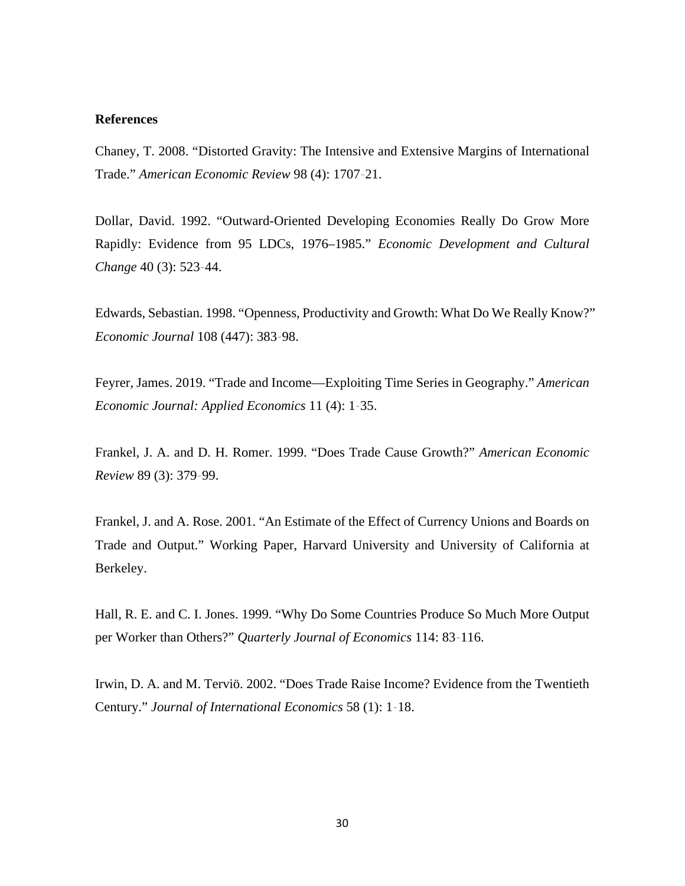**References**

Chaney, T. 2008. “Distorted Gravity: The Intensive and Extensive Margins of International Trade.” *American Economic Review* 98 (4): 1707‑21.

Dollar, David. 1992. “Outward-Oriented Developing Economies Really Do Grow More Rapidly: Evidence from 95 LDCs, 1976–1985.” *Economic Development and Cultural Change* 40 (3): 523‑44.

Edwards, Sebastian. 1998. “Openness, Productivity and Growth: What Do We Really Know?” *Economic Journal* 108 (447): 383‑98.

Feyrer, James. 2019. “Trade and Income—Exploiting Time Series in Geography.” *American Economic Journal: Applied Economics* 11 (4): 1‑35.

Frankel, J. A. and D. H. Romer. 1999. “Does Trade Cause Growth?” *American Economic Review* 89 (3): 379‑99.

Frankel, J. and A. Rose. 2001. “An Estimate of the Effect of Currency Unions and Boards on Trade and Output.” Working Paper, Harvard University and University of California at Berkeley.

Hall, R. E. and C. I. Jones. 1999. “Why Do Some Countries Produce So Much More Output per Worker than Others?” *Quarterly Journal of Economics* 114: 83‑116.

Irwin, D. A. and M. Terviö. 2002. “Does Trade Raise Income? Evidence from the Twentieth Century.” *Journal of International Economics* 58 (1): 1‑18.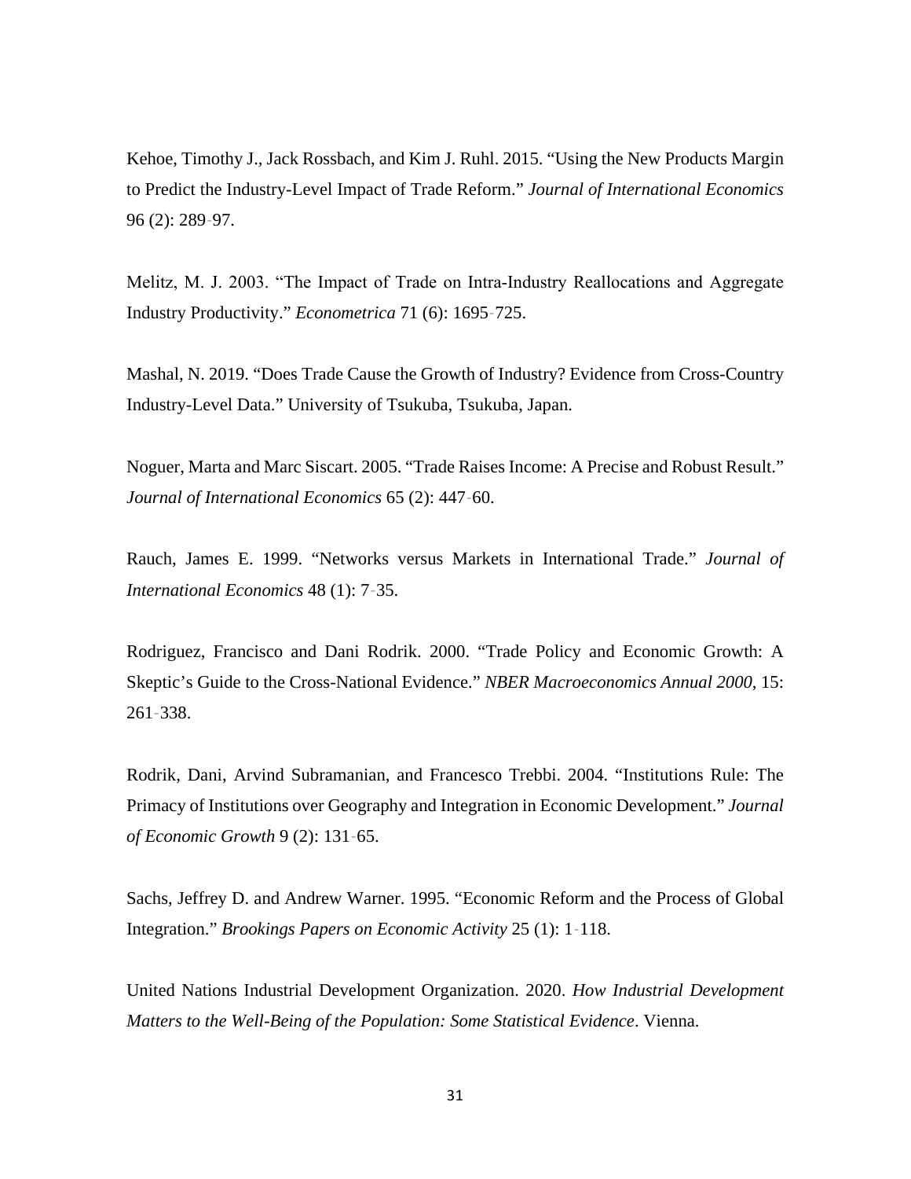Kehoe, Timothy J., Jack Rossbach, and Kim J. Ruhl. 2015. “Using the New Products Margin to Predict the Industry-Level Impact of Trade Reform.” *Journal of International Economics* 96 (2): 289‑97.

Melitz, M. J. 2003. “The Impact of Trade on Intra-Industry Reallocations and Aggregate Industry Productivity.” *Econometrica* 71 (6): 1695‑725.

Mashal, N. 2019. “Does Trade Cause the Growth of Industry? Evidence from Cross-Country Industry-Level Data.” University of Tsukuba, Tsukuba, Japan.

Noguer, Marta and Marc Siscart. 2005. “Trade Raises Income: A Precise and Robust Result.” *Journal of International Economics* 65 (2): 447‑60.

Rauch, James E. 1999. “Networks versus Markets in International Trade.” *Journal of International Economics* 48 (1): 7‑35.

Rodriguez, Francisco and Dani Rodrik. 2000. “Trade Policy and Economic Growth: A Skeptic’s Guide to the Cross-National Evidence.” *NBER Macroeconomics Annual 2000*, 15: 261‑338.

Rodrik, Dani, Arvind Subramanian, and Francesco Trebbi. 2004. “Institutions Rule: The Primacy of Institutions over Geography and Integration in Economic Development.” *Journal of Economic Growth* 9 (2): 131‑65.

Sachs, Jeffrey D. and Andrew Warner. 1995. “Economic Reform and the Process of Global Integration.” *Brookings Papers on Economic Activity* 25 (1): 1‑118.

United Nations Industrial Development Organization. 2020. *How Industrial Development Matters to the Well-Being of the Population: Some Statistical Evidence*. Vienna.